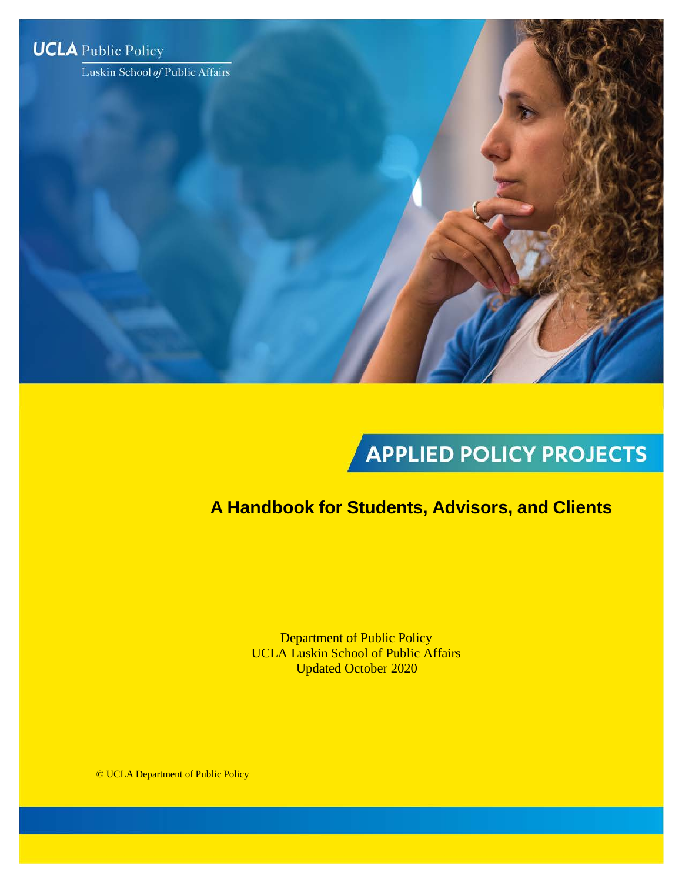UCLA Public Policy

Luskin School *of* Public Affairs

# APPLIED POLICY PROJECTS

## A Handbook for Students, Advisors, and Clients

Department of Public Policy
UCLA Luskin School of Public Affairs
Updated October 2020

© UCLA Department of Public Policy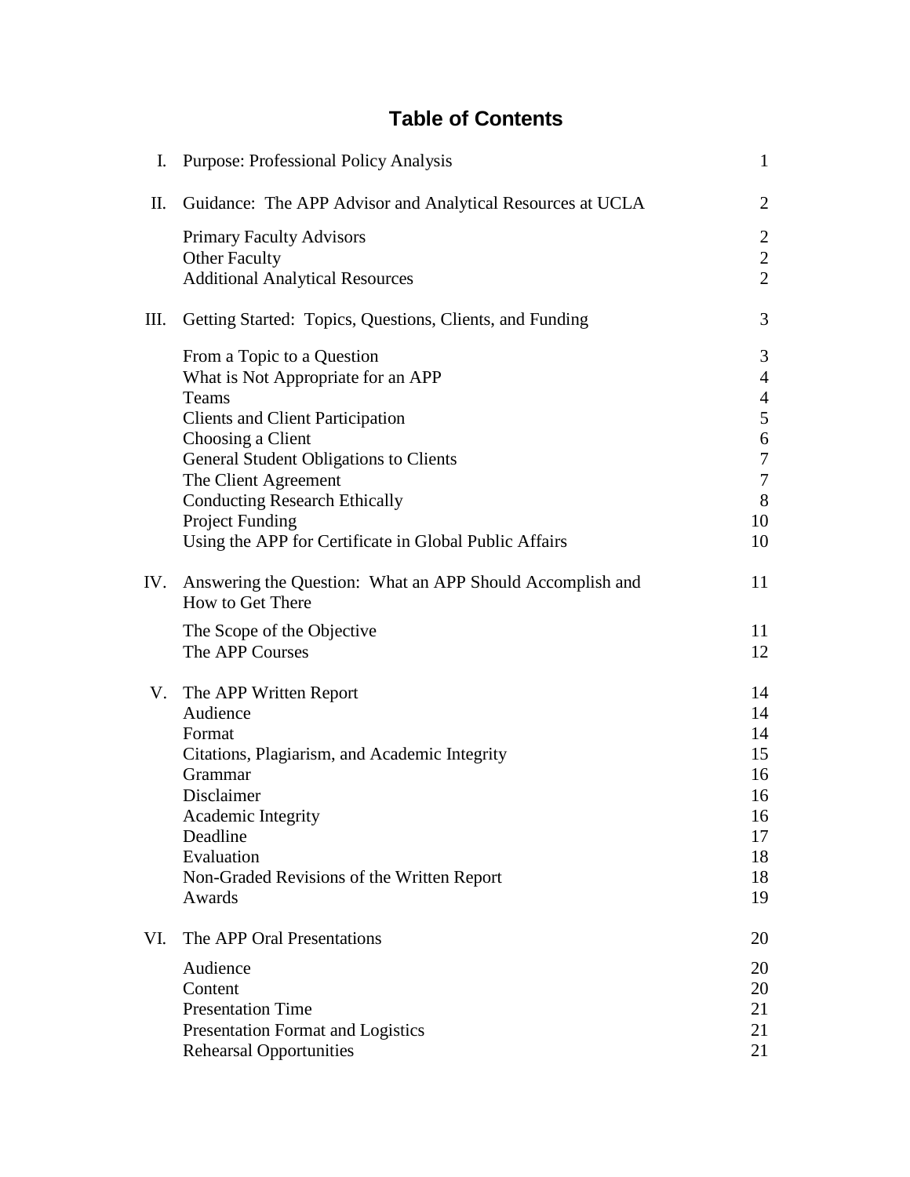# Table of Contents

| | | |
|---|---|---|
| I. | Purpose: Professional Policy Analysis | 1 |
| II. | Guidance: The APP Advisor and Analytical Resources at UCLA | 2 |
| | Primary Faculty Advisors | 2 |
| | Other Faculty | 2 |
| | Additional Analytical Resources | 2 |
| III. | Getting Started: Topics, Questions, Clients, and Funding | 3 |
| | From a Topic to a Question | 3 |
| | What is Not Appropriate for an APP | 4 |
| | Teams | 4 |
| | Clients and Client Participation | 5 |
| | Choosing a Client | 6 |
| | General Student Obligations to Clients | 7 |
| | The Client Agreement | 7 |
| | Conducting Research Ethically | 8 |
| | Project Funding | 10 |
| | Using the APP for Certificate in Global Public Affairs | 10 |
| IV. | Answering the Question: What an APP Should Accomplish and How to Get There | 11 |
| | The Scope of the Objective | 11 |
| | The APP Courses | 12 |
| V. | The APP Written Report | 14 |
| | Audience | 14 |
| | Format | 14 |
| | Citations, Plagiarism, and Academic Integrity | 15 |
| | Grammar | 16 |
| | Disclaimer | 16 |
| | Academic Integrity | 16 |
| | Deadline | 17 |
| | Evaluation | 18 |
| | Non-Graded Revisions of the Written Report | 18 |
| | Awards | 19 |
| VI. | The APP Oral Presentations | 20 |
| | Audience | 20 |
| | Content | 20 |
| | Presentation Time | 21 |
| | Presentation Format and Logistics | 21 |
| | Rehearsal Opportunities | 21 |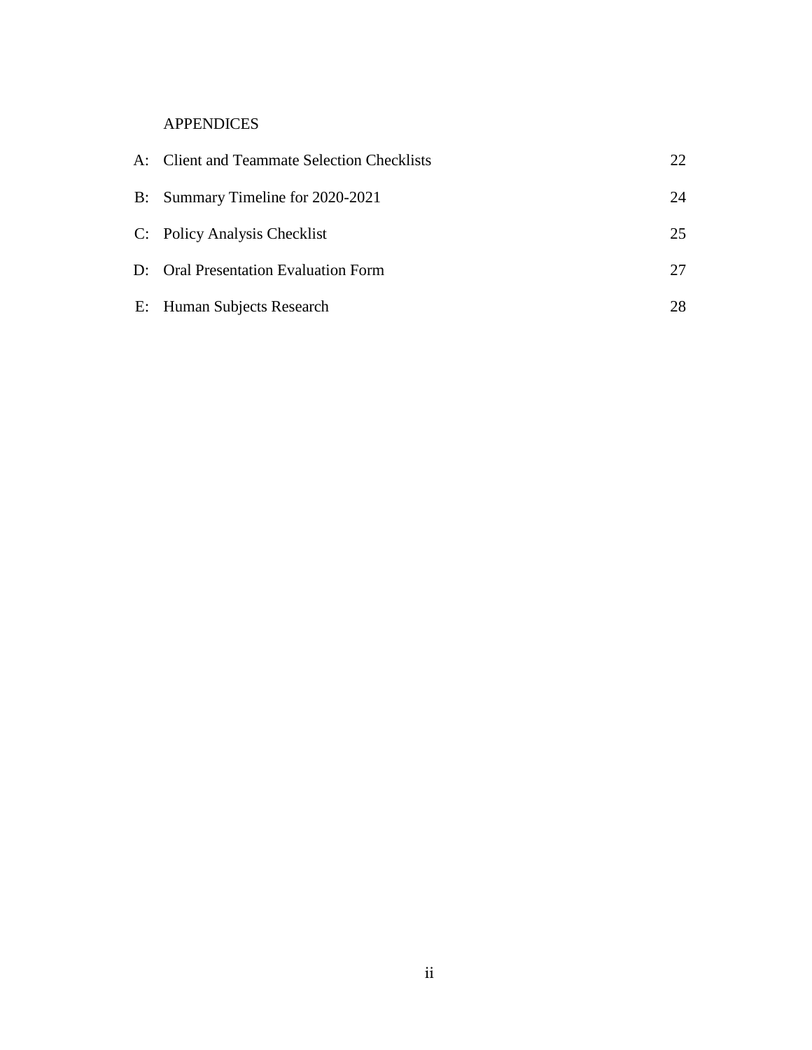## APPENDICES

| | | |
|---|---|---|
| A: | Client and Teammate Selection Checklists | 22 |
| B: | Summary Timeline for 2020-2021 | 24 |
| C: | Policy Analysis Checklist | 25 |
| D: | Oral Presentation Evaluation Form | 27 |
| E: | Human Subjects Research | 28 |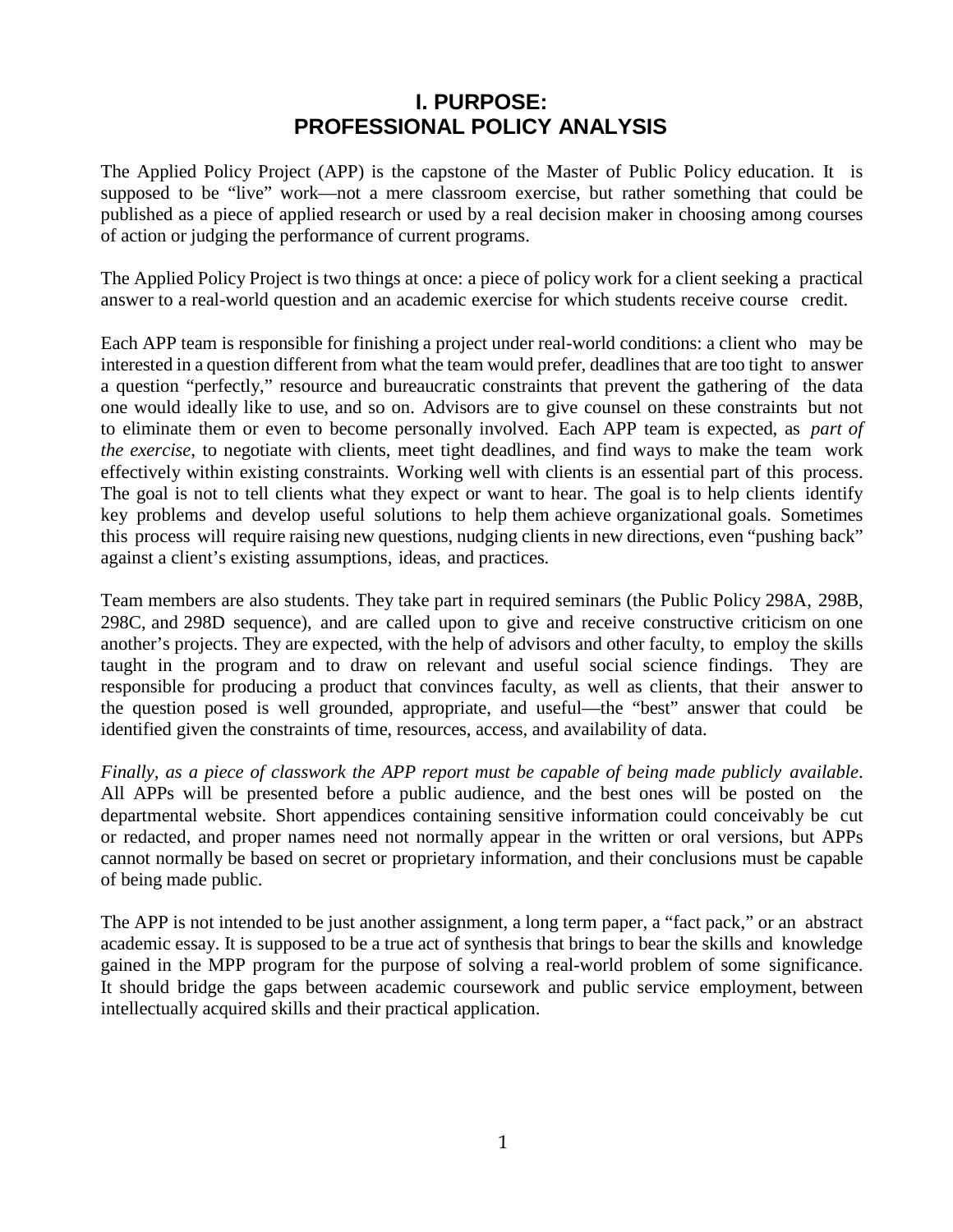# I. PURPOSE: PROFESSIONAL POLICY ANALYSIS

The Applied Policy Project (APP) is the capstone of the Master of Public Policy education. It is supposed to be "live" work—not a mere classroom exercise, but rather something that could be published as a piece of applied research or used by a real decision maker in choosing among courses of action or judging the performance of current programs.

The Applied Policy Project is two things at once: a piece of policy work for a client seeking a practical answer to a real-world question and an academic exercise for which students receive course credit.

Each APP team is responsible for finishing a project under real-world conditions: a client who may be interested in a question different from what the team would prefer, deadlines that are too tight to answer a question "perfectly," resource and bureaucratic constraints that prevent the gathering of the data one would ideally like to use, and so on. Advisors are to give counsel on these constraints but not to eliminate them or even to become personally involved. Each APP team is expected, as *part of the exercise*, to negotiate with clients, meet tight deadlines, and find ways to make the team work effectively within existing constraints. Working well with clients is an essential part of this process. The goal is not to tell clients what they expect or want to hear. The goal is to help clients identify key problems and develop useful solutions to help them achieve organizational goals. Sometimes this process will require raising new questions, nudging clients in new directions, even "pushing back" against a client's existing assumptions, ideas, and practices.

Team members are also students. They take part in required seminars (the Public Policy 298A, 298B, 298C, and 298D sequence), and are called upon to give and receive constructive criticism on one another's projects. They are expected, with the help of advisors and other faculty, to employ the skills taught in the program and to draw on relevant and useful social science findings. They are responsible for producing a product that convinces faculty, as well as clients, that their answer to the question posed is well grounded, appropriate, and useful—the "best" answer that could be identified given the constraints of time, resources, access, and availability of data.

*Finally, as a piece of classwork the APP report must be capable of being made publicly available*. All APPs will be presented before a public audience, and the best ones will be posted on the departmental website. Short appendices containing sensitive information could conceivably be cut or redacted, and proper names need not normally appear in the written or oral versions, but APPs cannot normally be based on secret or proprietary information, and their conclusions must be capable of being made public.

The APP is not intended to be just another assignment, a long term paper, a "fact pack," or an abstract academic essay. It is supposed to be a true act of synthesis that brings to bear the skills and knowledge gained in the MPP program for the purpose of solving a real-world problem of some significance. It should bridge the gaps between academic coursework and public service employment, between intellectually acquired skills and their practical application.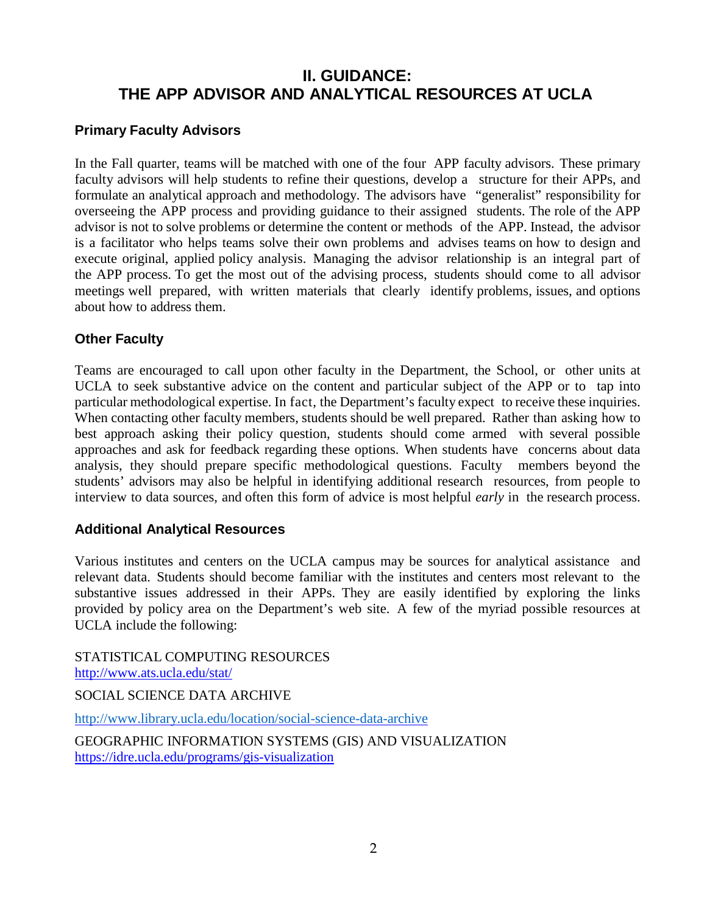# II. GUIDANCE: THE APP ADVISOR AND ANALYTICAL RESOURCES AT UCLA

### Primary Faculty Advisors

In the Fall quarter, teams will be matched with one of the four APP faculty advisors. These primary faculty advisors will help students to refine their questions, develop a structure for their APPs, and formulate an analytical approach and methodology. The advisors have "generalist" responsibility for overseeing the APP process and providing guidance to their assigned students. The role of the APP advisor is not to solve problems or determine the content or methods of the APP. Instead, the advisor is a facilitator who helps teams solve their own problems and advises teams on how to design and execute original, applied policy analysis. Managing the advisor relationship is an integral part of the APP process. To get the most out of the advising process, students should come to all advisor meetings well prepared, with written materials that clearly identify problems, issues, and options about how to address them.

### Other Faculty

Teams are encouraged to call upon other faculty in the Department, the School, or other units at UCLA to seek substantive advice on the content and particular subject of the APP or to tap into particular methodological expertise. In fact, the Department's faculty expect to receive these inquiries. When contacting other faculty members, students should be well prepared. Rather than asking how to best approach asking their policy question, students should come armed with several possible approaches and ask for feedback regarding these options. When students have concerns about data analysis, they should prepare specific methodological questions. Faculty members beyond the students' advisors may also be helpful in identifying additional research resources, from people to interview to data sources, and often this form of advice is most helpful *early* in the research process.

### Additional Analytical Resources

Various institutes and centers on the UCLA campus may be sources for analytical assistance and relevant data. Students should become familiar with the institutes and centers most relevant to the substantive issues addressed in their APPs. They are easily identified by exploring the links provided by policy area on the Department's web site. A few of the myriad possible resources at UCLA include the following:

STATISTICAL COMPUTING RESOURCES
http://www.ats.ucla.edu/stat/

SOCIAL SCIENCE DATA ARCHIVE

http://www.library.ucla.edu/location/social-science-data-archive

GEOGRAPHIC INFORMATION SYSTEMS (GIS) AND VISUALIZATION
https://idre.ucla.edu/programs/gis-visualization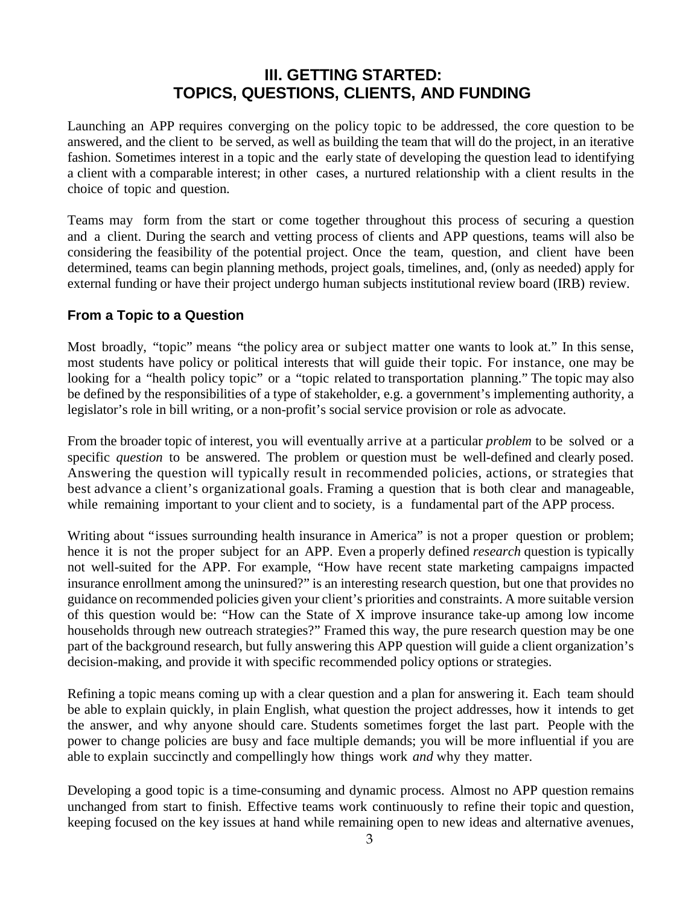## III. GETTING STARTED: TOPICS, QUESTIONS, CLIENTS, AND FUNDING

Launching an APP requires converging on the policy topic to be addressed, the core question to be answered, and the client to be served, as well as building the team that will do the project, in an iterative fashion. Sometimes interest in a topic and the early state of developing the question lead to identifying a client with a comparable interest; in other cases, a nurtured relationship with a client results in the choice of topic and question.

Teams may form from the start or come together throughout this process of securing a question and a client. During the search and vetting process of clients and APP questions, teams will also be considering the feasibility of the potential project. Once the team, question, and client have been determined, teams can begin planning methods, project goals, timelines, and, (only as needed) apply for external funding or have their project undergo human subjects institutional review board (IRB) review.

### From a Topic to a Question

Most broadly, "topic" means "the policy area or subject matter one wants to look at." In this sense, most students have policy or political interests that will guide their topic. For instance, one may be looking for a "health policy topic" or a "topic related to transportation planning." The topic may also be defined by the responsibilities of a type of stakeholder, e.g. a government's implementing authority, a legislator's role in bill writing, or a non-profit's social service provision or role as advocate.

From the broader topic of interest, you will eventually arrive at a particular *problem* to be solved or a specific *question* to be answered. The problem or question must be well-defined and clearly posed. Answering the question will typically result in recommended policies, actions, or strategies that best advance a client's organizational goals. Framing a question that is both clear and manageable, while remaining important to your client and to society, is a fundamental part of the APP process.

Writing about "issues surrounding health insurance in America" is not a proper question or problem; hence it is not the proper subject for an APP. Even a properly defined *research* question is typically not well-suited for the APP. For example, "How have recent state marketing campaigns impacted insurance enrollment among the uninsured?" is an interesting research question, but one that provides no guidance on recommended policies given your client's priorities and constraints. A more suitable version of this question would be: "How can the State of X improve insurance take-up among low income households through new outreach strategies?" Framed this way, the pure research question may be one part of the background research, but fully answering this APP question will guide a client organization's decision-making, and provide it with specific recommended policy options or strategies.

Refining a topic means coming up with a clear question and a plan for answering it. Each team should be able to explain quickly, in plain English, what question the project addresses, how it intends to get the answer, and why anyone should care. Students sometimes forget the last part. People with the power to change policies are busy and face multiple demands; you will be more influential if you are able to explain succinctly and compellingly how things work *and* why they matter.

Developing a good topic is a time-consuming and dynamic process. Almost no APP question remains unchanged from start to finish. Effective teams work continuously to refine their topic and question, keeping focused on the key issues at hand while remaining open to new ideas and alternative avenues,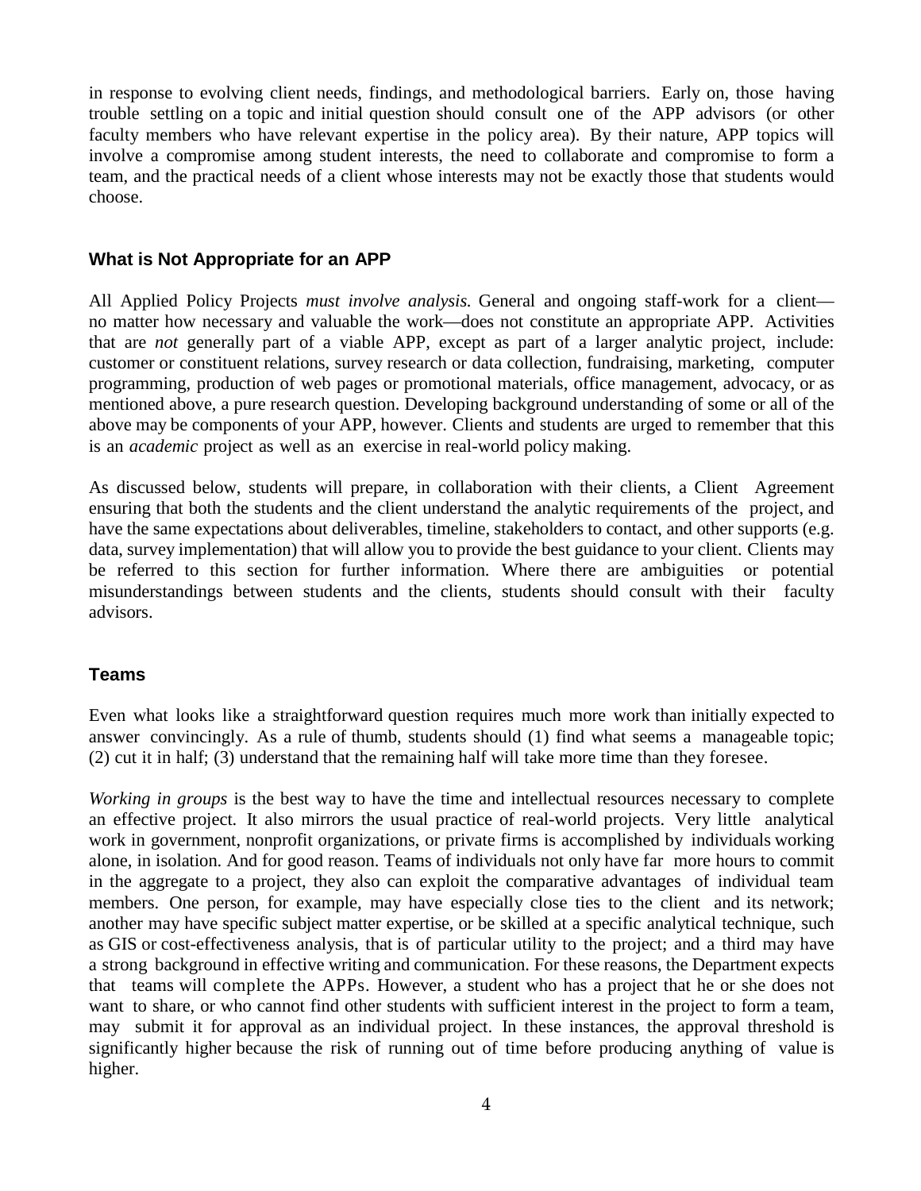in response to evolving client needs, findings, and methodological barriers. Early on, those having trouble settling on a topic and initial question should consult one of the APP advisors (or other faculty members who have relevant expertise in the policy area). By their nature, APP topics will involve a compromise among student interests, the need to collaborate and compromise to form a team, and the practical needs of a client whose interests may not be exactly those that students would choose.

### What is Not Appropriate for an APP

All Applied Policy Projects *must involve analysis.* General and ongoing staff-work for a client—no matter how necessary and valuable the work—does not constitute an appropriate APP. Activities that are *not* generally part of a viable APP, except as part of a larger analytic project, include: customer or constituent relations, survey research or data collection, fundraising, marketing, computer programming, production of web pages or promotional materials, office management, advocacy, or as mentioned above, a pure research question. Developing background understanding of some or all of the above may be components of your APP, however. Clients and students are urged to remember that this is an *academic* project as well as an exercise in real-world policy making.

As discussed below, students will prepare, in collaboration with their clients, a Client Agreement ensuring that both the students and the client understand the analytic requirements of the project, and have the same expectations about deliverables, timeline, stakeholders to contact, and other supports (e.g. data, survey implementation) that will allow you to provide the best guidance to your client. Clients may be referred to this section for further information. Where there are ambiguities or potential misunderstandings between students and the clients, students should consult with their faculty advisors.

### Teams

Even what looks like a straightforward question requires much more work than initially expected to answer convincingly. As a rule of thumb, students should (1) find what seems a manageable topic; (2) cut it in half; (3) understand that the remaining half will take more time than they foresee.

*Working in groups* is the best way to have the time and intellectual resources necessary to complete an effective project. It also mirrors the usual practice of real-world projects. Very little analytical work in government, nonprofit organizations, or private firms is accomplished by individuals working alone, in isolation. And for good reason. Teams of individuals not only have far more hours to commit in the aggregate to a project, they also can exploit the comparative advantages of individual team members. One person, for example, may have especially close ties to the client and its network; another may have specific subject matter expertise, or be skilled at a specific analytical technique, such as GIS or cost-effectiveness analysis, that is of particular utility to the project; and a third may have a strong background in effective writing and communication. For these reasons, the Department expects that teams will complete the APPs. However, a student who has a project that he or she does not want to share, or who cannot find other students with sufficient interest in the project to form a team, may submit it for approval as an individual project. In these instances, the approval threshold is significantly higher because the risk of running out of time before producing anything of value is higher.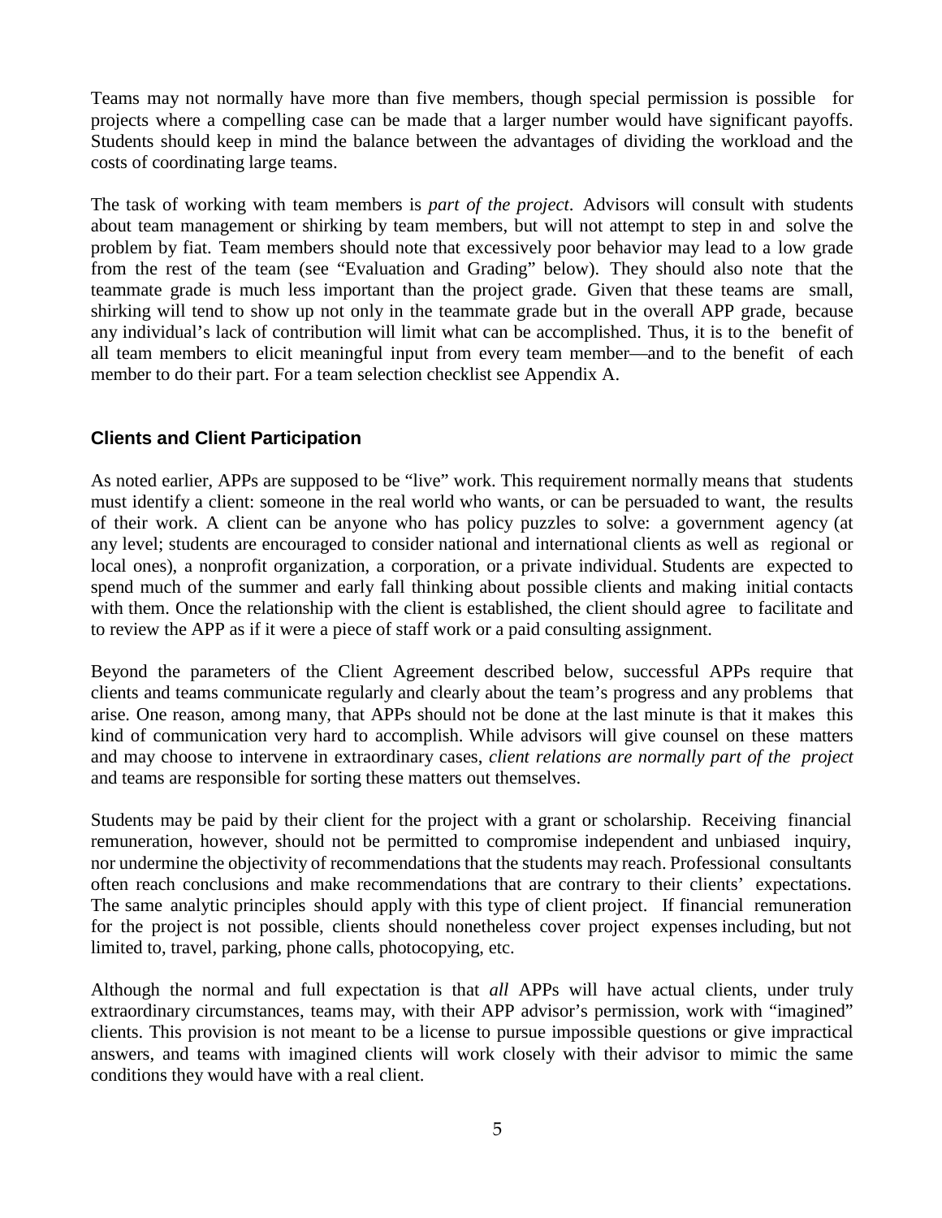Teams may not normally have more than five members, though special permission is possible for projects where a compelling case can be made that a larger number would have significant payoffs. Students should keep in mind the balance between the advantages of dividing the workload and the costs of coordinating large teams.

The task of working with team members is *part of the project*. Advisors will consult with students about team management or shirking by team members, but will not attempt to step in and solve the problem by fiat. Team members should note that excessively poor behavior may lead to a low grade from the rest of the team (see "Evaluation and Grading" below). They should also note that the teammate grade is much less important than the project grade. Given that these teams are small, shirking will tend to show up not only in the teammate grade but in the overall APP grade, because any individual's lack of contribution will limit what can be accomplished. Thus, it is to the benefit of all team members to elicit meaningful input from every team member—and to the benefit of each member to do their part. For a team selection checklist see Appendix A.

### Clients and Client Participation

As noted earlier, APPs are supposed to be "live" work. This requirement normally means that students must identify a client: someone in the real world who wants, or can be persuaded to want, the results of their work. A client can be anyone who has policy puzzles to solve: a government agency (at any level; students are encouraged to consider national and international clients as well as regional or local ones), a nonprofit organization, a corporation, or a private individual. Students are expected to spend much of the summer and early fall thinking about possible clients and making initial contacts with them. Once the relationship with the client is established, the client should agree to facilitate and to review the APP as if it were a piece of staff work or a paid consulting assignment.

Beyond the parameters of the Client Agreement described below, successful APPs require that clients and teams communicate regularly and clearly about the team's progress and any problems that arise. One reason, among many, that APPs should not be done at the last minute is that it makes this kind of communication very hard to accomplish. While advisors will give counsel on these matters and may choose to intervene in extraordinary cases, *client relations are normally part of the project* and teams are responsible for sorting these matters out themselves.

Students may be paid by their client for the project with a grant or scholarship. Receiving financial remuneration, however, should not be permitted to compromise independent and unbiased inquiry, nor undermine the objectivity of recommendations that the students may reach. Professional consultants often reach conclusions and make recommendations that are contrary to their clients' expectations. The same analytic principles should apply with this type of client project. If financial remuneration for the project is not possible, clients should nonetheless cover project expenses including, but not limited to, travel, parking, phone calls, photocopying, etc.

Although the normal and full expectation is that *all* APPs will have actual clients, under truly extraordinary circumstances, teams may, with their APP advisor's permission, work with "imagined" clients. This provision is not meant to be a license to pursue impossible questions or give impractical answers, and teams with imagined clients will work closely with their advisor to mimic the same conditions they would have with a real client.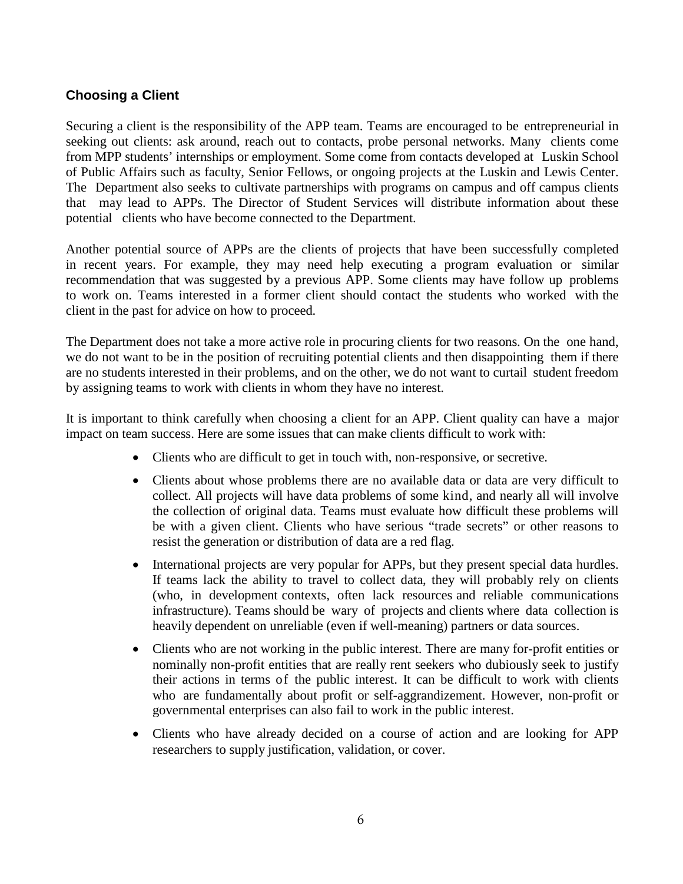## Choosing a Client

Securing a client is the responsibility of the APP team. Teams are encouraged to be entrepreneurial in seeking out clients: ask around, reach out to contacts, probe personal networks. Many clients come from MPP students' internships or employment. Some come from contacts developed at Luskin School of Public Affairs such as faculty, Senior Fellows, or ongoing projects at the Luskin and Lewis Center. The Department also seeks to cultivate partnerships with programs on campus and off campus clients that may lead to APPs. The Director of Student Services will distribute information about these potential clients who have become connected to the Department.

Another potential source of APPs are the clients of projects that have been successfully completed in recent years. For example, they may need help executing a program evaluation or similar recommendation that was suggested by a previous APP. Some clients may have follow up problems to work on. Teams interested in a former client should contact the students who worked with the client in the past for advice on how to proceed.

The Department does not take a more active role in procuring clients for two reasons. On the one hand, we do not want to be in the position of recruiting potential clients and then disappointing them if there are no students interested in their problems, and on the other, we do not want to curtail student freedom by assigning teams to work with clients in whom they have no interest.

It is important to think carefully when choosing a client for an APP. Client quality can have a major impact on team success. Here are some issues that can make clients difficult to work with:

- Clients who are difficult to get in touch with, non-responsive, or secretive.
- Clients about whose problems there are no available data or data are very difficult to collect. All projects will have data problems of some kind, and nearly all will involve the collection of original data. Teams must evaluate how difficult these problems will be with a given client. Clients who have serious "trade secrets" or other reasons to resist the generation or distribution of data are a red flag.
- International projects are very popular for APPs, but they present special data hurdles. If teams lack the ability to travel to collect data, they will probably rely on clients (who, in development contexts, often lack resources and reliable communications infrastructure). Teams should be wary of projects and clients where data collection is heavily dependent on unreliable (even if well-meaning) partners or data sources.
- Clients who are not working in the public interest. There are many for-profit entities or nominally non-profit entities that are really rent seekers who dubiously seek to justify their actions in terms of the public interest. It can be difficult to work with clients who are fundamentally about profit or self-aggrandizement. However, non-profit or governmental enterprises can also fail to work in the public interest.
- Clients who have already decided on a course of action and are looking for APP researchers to supply justification, validation, or cover.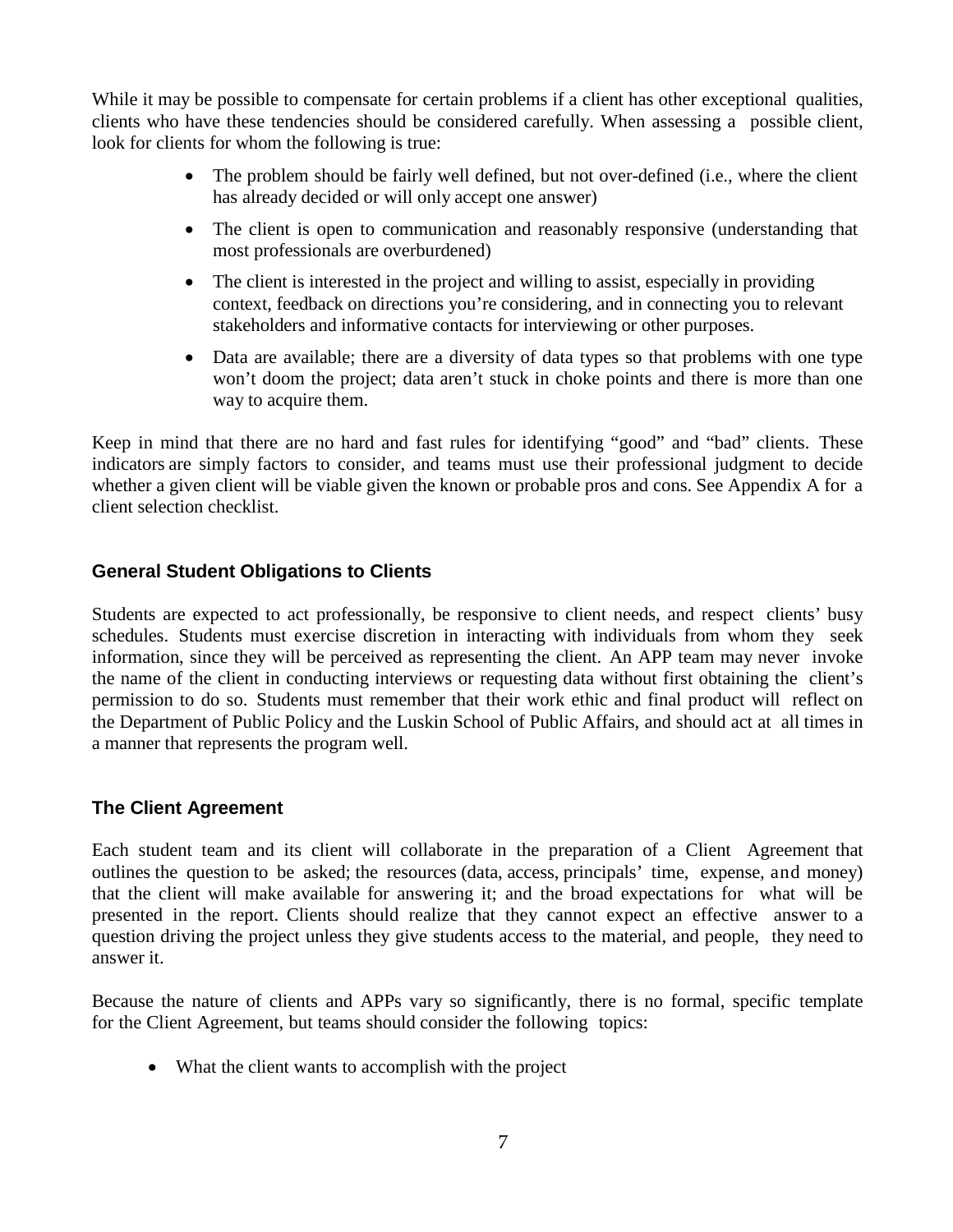While it may be possible to compensate for certain problems if a client has other exceptional qualities, clients who have these tendencies should be considered carefully. When assessing a possible client, look for clients for whom the following is true:

- The problem should be fairly well defined, but not over-defined (i.e., where the client has already decided or will only accept one answer)
- The client is open to communication and reasonably responsive (understanding that most professionals are overburdened)
- The client is interested in the project and willing to assist, especially in providing context, feedback on directions you're considering, and in connecting you to relevant stakeholders and informative contacts for interviewing or other purposes.
- Data are available; there are a diversity of data types so that problems with one type won't doom the project; data aren't stuck in choke points and there is more than one way to acquire them.

Keep in mind that there are no hard and fast rules for identifying "good" and "bad" clients. These indicators are simply factors to consider, and teams must use their professional judgment to decide whether a given client will be viable given the known or probable pros and cons. See Appendix A for a client selection checklist.

## General Student Obligations to Clients

Students are expected to act professionally, be responsive to client needs, and respect clients' busy schedules. Students must exercise discretion in interacting with individuals from whom they seek information, since they will be perceived as representing the client. An APP team may never invoke the name of the client in conducting interviews or requesting data without first obtaining the client's permission to do so. Students must remember that their work ethic and final product will reflect on the Department of Public Policy and the Luskin School of Public Affairs, and should act at all times in a manner that represents the program well.

## The Client Agreement

Each student team and its client will collaborate in the preparation of a Client Agreement that outlines the question to be asked; the resources (data, access, principals' time, expense, and money) that the client will make available for answering it; and the broad expectations for what will be presented in the report. Clients should realize that they cannot expect an effective answer to a question driving the project unless they give students access to the material, and people, they need to answer it.

Because the nature of clients and APPs vary so significantly, there is no formal, specific template for the Client Agreement, but teams should consider the following topics:

- What the client wants to accomplish with the project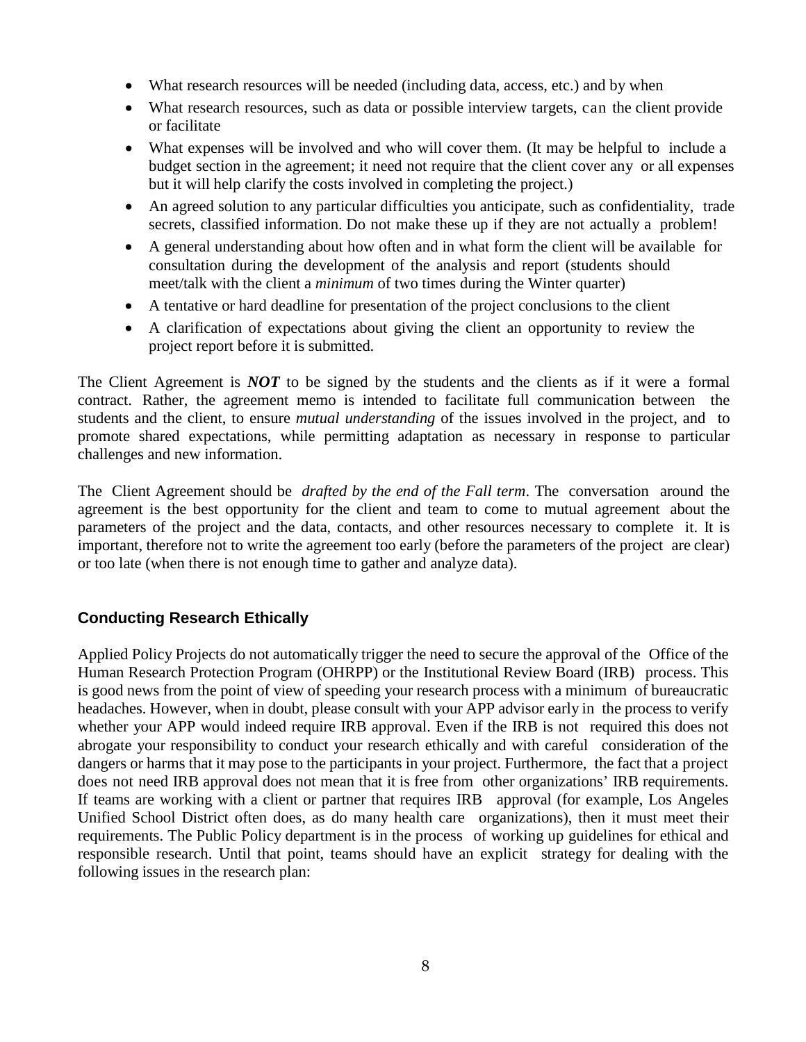- What research resources will be needed (including data, access, etc.) and by when
- What research resources, such as data or possible interview targets, can the client provide or facilitate
- What expenses will be involved and who will cover them. (It may be helpful to include a budget section in the agreement; it need not require that the client cover any or all expenses but it will help clarify the costs involved in completing the project.)
- An agreed solution to any particular difficulties you anticipate, such as confidentiality, trade secrets, classified information. Do not make these up if they are not actually a problem!
- A general understanding about how often and in what form the client will be available for consultation during the development of the analysis and report (students should meet/talk with the client a *minimum* of two times during the Winter quarter)
- A tentative or hard deadline for presentation of the project conclusions to the client
- A clarification of expectations about giving the client an opportunity to review the project report before it is submitted.

The Client Agreement is ***NOT*** to be signed by the students and the clients as if it were a formal contract. Rather, the agreement memo is intended to facilitate full communication between the students and the client, to ensure *mutual understanding* of the issues involved in the project, and to promote shared expectations, while permitting adaptation as necessary in response to particular challenges and new information.

The Client Agreement should be *drafted by the end of the Fall term*. The conversation around the agreement is the best opportunity for the client and team to come to mutual agreement about the parameters of the project and the data, contacts, and other resources necessary to complete it. It is important, therefore not to write the agreement too early (before the parameters of the project are clear) or too late (when there is not enough time to gather and analyze data).

## Conducting Research Ethically

Applied Policy Projects do not automatically trigger the need to secure the approval of the Office of the Human Research Protection Program (OHRPP) or the Institutional Review Board (IRB) process. This is good news from the point of view of speeding your research process with a minimum of bureaucratic headaches. However, when in doubt, please consult with your APP advisor early in the process to verify whether your APP would indeed require IRB approval. Even if the IRB is not required this does not abrogate your responsibility to conduct your research ethically and with careful consideration of the dangers or harms that it may pose to the participants in your project. Furthermore, the fact that a project does not need IRB approval does not mean that it is free from other organizations' IRB requirements. If teams are working with a client or partner that requires IRB approval (for example, Los Angeles Unified School District often does, as do many health care organizations), then it must meet their requirements. The Public Policy department is in the process of working up guidelines for ethical and responsible research. Until that point, teams should have an explicit strategy for dealing with the following issues in the research plan: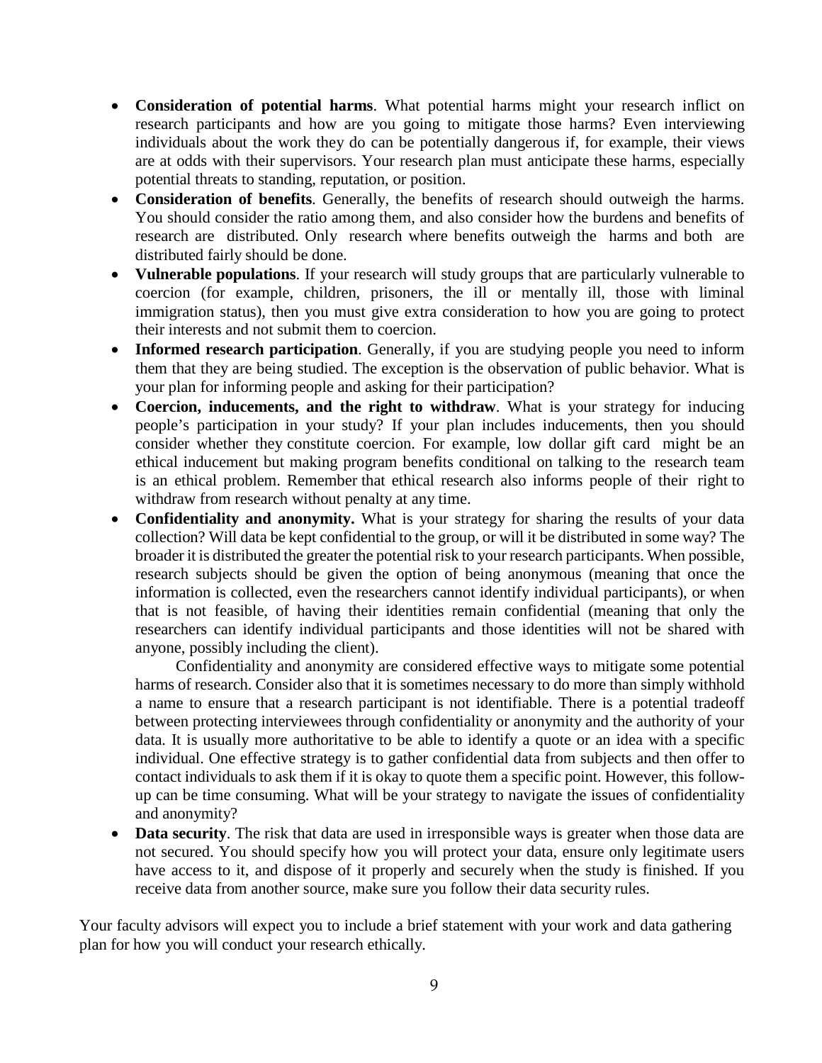- **Consideration of potential harms**. What potential harms might your research inflict on research participants and how are you going to mitigate those harms? Even interviewing individuals about the work they do can be potentially dangerous if, for example, their views are at odds with their supervisors. Your research plan must anticipate these harms, especially potential threats to standing, reputation, or position.
- **Consideration of benefits**. Generally, the benefits of research should outweigh the harms. You should consider the ratio among them, and also consider how the burdens and benefits of research are distributed. Only research where benefits outweigh the harms and both are distributed fairly should be done.
- **Vulnerable populations**. If your research will study groups that are particularly vulnerable to coercion (for example, children, prisoners, the ill or mentally ill, those with liminal immigration status), then you must give extra consideration to how you are going to protect their interests and not submit them to coercion.
- **Informed research participation**. Generally, if you are studying people you need to inform them that they are being studied. The exception is the observation of public behavior. What is your plan for informing people and asking for their participation?
- **Coercion, inducements, and the right to withdraw**. What is your strategy for inducing people's participation in your study? If your plan includes inducements, then you should consider whether they constitute coercion. For example, low dollar gift card might be an ethical inducement but making program benefits conditional on talking to the research team is an ethical problem. Remember that ethical research also informs people of their right to withdraw from research without penalty at any time.
- **Confidentiality and anonymity.** What is your strategy for sharing the results of your data collection? Will data be kept confidential to the group, or will it be distributed in some way? The broader it is distributed the greater the potential risk to your research participants. When possible, research subjects should be given the option of being anonymous (meaning that once the information is collected, even the researchers cannot identify individual participants), or when that is not feasible, of having their identities remain confidential (meaning that only the researchers can identify individual participants and those identities will not be shared with anyone, possibly including the client).

  Confidentiality and anonymity are considered effective ways to mitigate some potential harms of research. Consider also that it is sometimes necessary to do more than simply withhold a name to ensure that a research participant is not identifiable. There is a potential tradeoff between protecting interviewees through confidentiality or anonymity and the authority of your data. It is usually more authoritative to be able to identify a quote or an idea with a specific individual. One effective strategy is to gather confidential data from subjects and then offer to contact individuals to ask them if it is okay to quote them a specific point. However, this follow-up can be time consuming. What will be your strategy to navigate the issues of confidentiality and anonymity?
- **Data security**. The risk that data are used in irresponsible ways is greater when those data are not secured. You should specify how you will protect your data, ensure only legitimate users have access to it, and dispose of it properly and securely when the study is finished. If you receive data from another source, make sure you follow their data security rules.

Your faculty advisors will expect you to include a brief statement with your work and data gathering plan for how you will conduct your research ethically.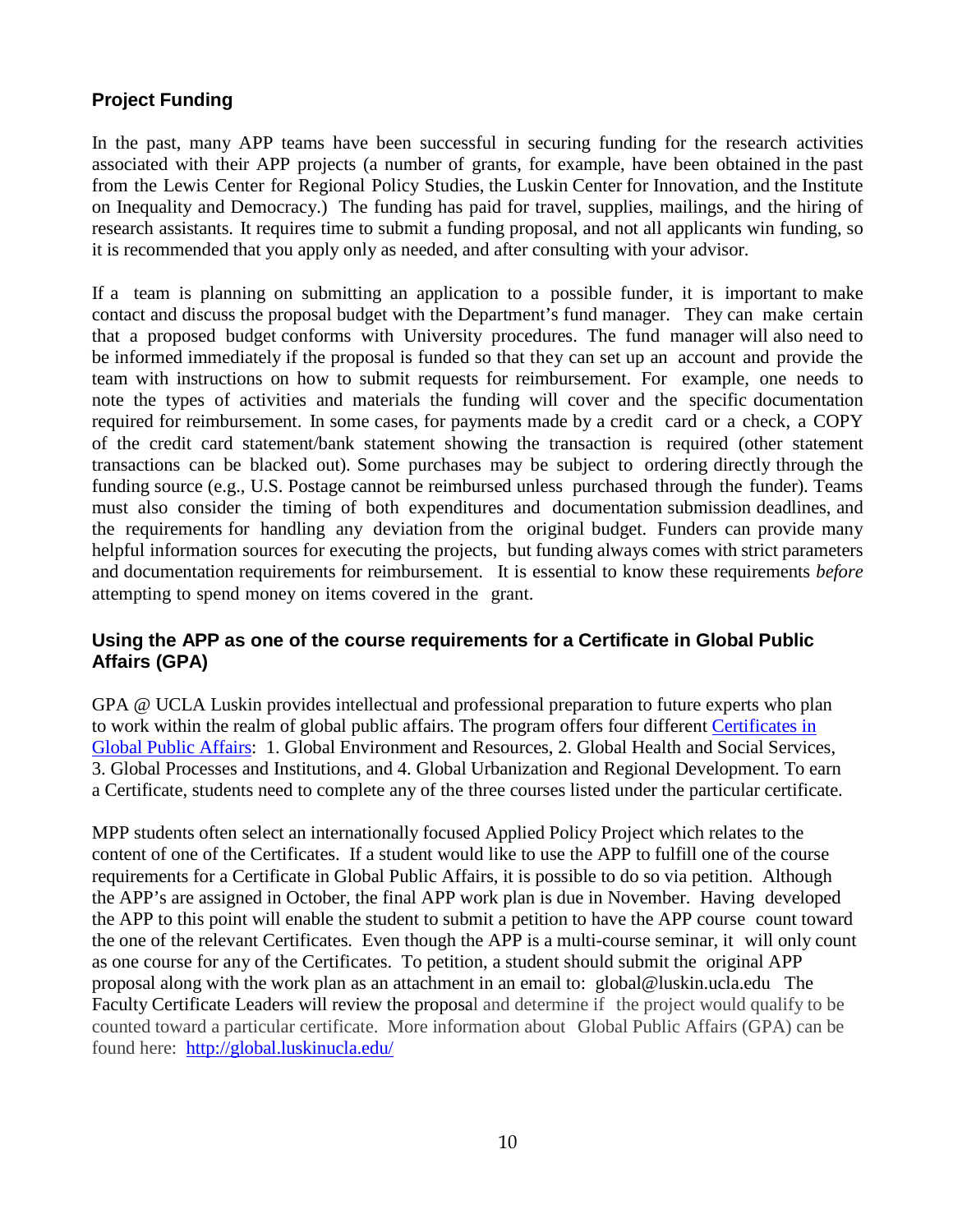### Project Funding

In the past, many APP teams have been successful in securing funding for the research activities associated with their APP projects (a number of grants, for example, have been obtained in the past from the Lewis Center for Regional Policy Studies, the Luskin Center for Innovation, and the Institute on Inequality and Democracy.) The funding has paid for travel, supplies, mailings, and the hiring of research assistants. It requires time to submit a funding proposal, and not all applicants win funding, so it is recommended that you apply only as needed, and after consulting with your advisor.

If a team is planning on submitting an application to a possible funder, it is important to make contact and discuss the proposal budget with the Department's fund manager. They can make certain that a proposed budget conforms with University procedures. The fund manager will also need to be informed immediately if the proposal is funded so that they can set up an account and provide the team with instructions on how to submit requests for reimbursement. For example, one needs to note the types of activities and materials the funding will cover and the specific documentation required for reimbursement. In some cases, for payments made by a credit card or a check, a COPY of the credit card statement/bank statement showing the transaction is required (other statement transactions can be blacked out). Some purchases may be subject to ordering directly through the funding source (e.g., U.S. Postage cannot be reimbursed unless purchased through the funder). Teams must also consider the timing of both expenditures and documentation submission deadlines, and the requirements for handling any deviation from the original budget. Funders can provide many helpful information sources for executing the projects, but funding always comes with strict parameters and documentation requirements for reimbursement. It is essential to know these requirements *before* attempting to spend money on items covered in the grant.

### Using the APP as one of the course requirements for a Certificate in Global Public Affairs (GPA)

GPA @ UCLA Luskin provides intellectual and professional preparation to future experts who plan to work within the realm of global public affairs. The program offers four different Certificates in Global Public Affairs: 1. Global Environment and Resources, 2. Global Health and Social Services, 3. Global Processes and Institutions, and 4. Global Urbanization and Regional Development. To earn a Certificate, students need to complete any of the three courses listed under the particular certificate.

MPP students often select an internationally focused Applied Policy Project which relates to the content of one of the Certificates. If a student would like to use the APP to fulfill one of the course requirements for a Certificate in Global Public Affairs, it is possible to do so via petition. Although the APP's are assigned in October, the final APP work plan is due in November. Having developed the APP to this point will enable the student to submit a petition to have the APP course count toward the one of the relevant Certificates. Even though the APP is a multi-course seminar, it will only count as one course for any of the Certificates. To petition, a student should submit the original APP proposal along with the work plan as an attachment in an email to: global@luskin.ucla.edu The Faculty Certificate Leaders will review the proposal and determine if the project would qualify to be counted toward a particular certificate. More information about Global Public Affairs (GPA) can be found here: http://global.luskinucla.edu/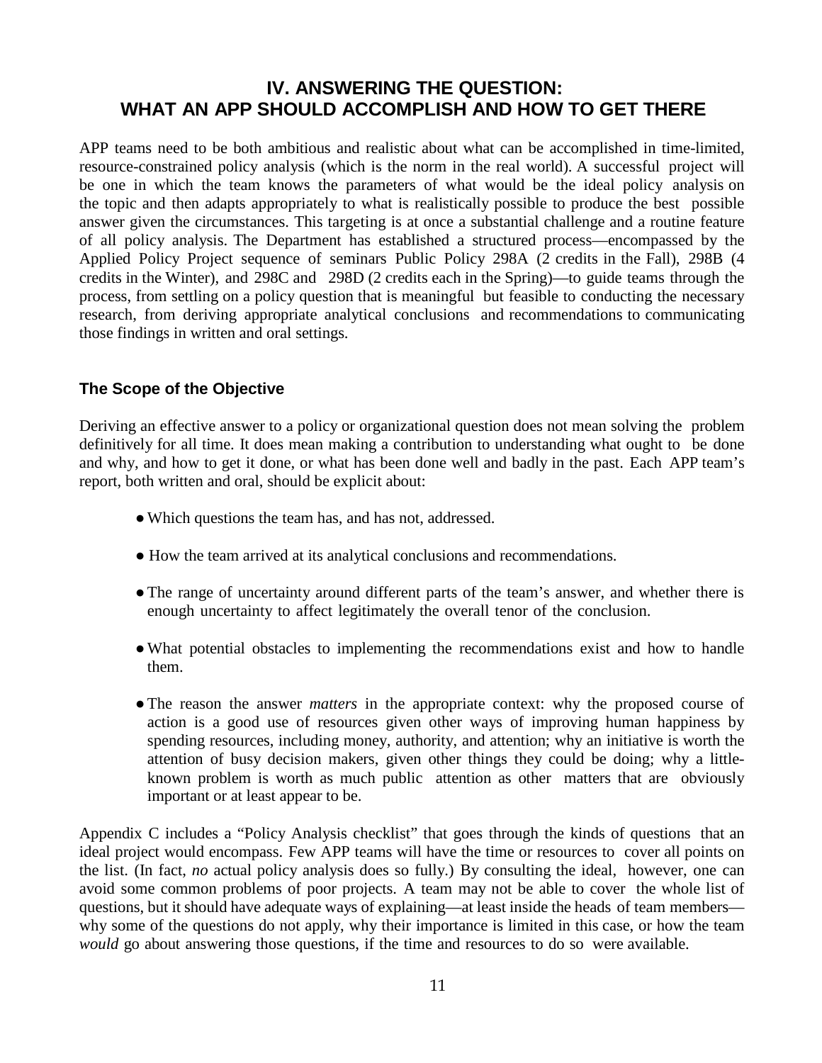## IV. ANSWERING THE QUESTION: WHAT AN APP SHOULD ACCOMPLISH AND HOW TO GET THERE

APP teams need to be both ambitious and realistic about what can be accomplished in time-limited, resource-constrained policy analysis (which is the norm in the real world). A successful project will be one in which the team knows the parameters of what would be the ideal policy analysis on the topic and then adapts appropriately to what is realistically possible to produce the best possible answer given the circumstances. This targeting is at once a substantial challenge and a routine feature of all policy analysis. The Department has established a structured process—encompassed by the Applied Policy Project sequence of seminars Public Policy 298A (2 credits in the Fall), 298B (4 credits in the Winter), and 298C and 298D (2 credits each in the Spring)—to guide teams through the process, from settling on a policy question that is meaningful but feasible to conducting the necessary research, from deriving appropriate analytical conclusions and recommendations to communicating those findings in written and oral settings.

### The Scope of the Objective

Deriving an effective answer to a policy or organizational question does not mean solving the problem definitively for all time. It does mean making a contribution to understanding what ought to be done and why, and how to get it done, or what has been done well and badly in the past. Each APP team's report, both written and oral, should be explicit about:

- Which questions the team has, and has not, addressed.
- How the team arrived at its analytical conclusions and recommendations.
- The range of uncertainty around different parts of the team's answer, and whether there is enough uncertainty to affect legitimately the overall tenor of the conclusion.
- What potential obstacles to implementing the recommendations exist and how to handle them.
- The reason the answer *matters* in the appropriate context: why the proposed course of action is a good use of resources given other ways of improving human happiness by spending resources, including money, authority, and attention; why an initiative is worth the attention of busy decision makers, given other things they could be doing; why a little-known problem is worth as much public attention as other matters that are obviously important or at least appear to be.

Appendix C includes a "Policy Analysis checklist" that goes through the kinds of questions that an ideal project would encompass. Few APP teams will have the time or resources to cover all points on the list. (In fact, *no* actual policy analysis does so fully.) By consulting the ideal, however, one can avoid some common problems of poor projects. A team may not be able to cover the whole list of questions, but it should have adequate ways of explaining—at least inside the heads of team members—why some of the questions do not apply, why their importance is limited in this case, or how the team *would* go about answering those questions, if the time and resources to do so were available.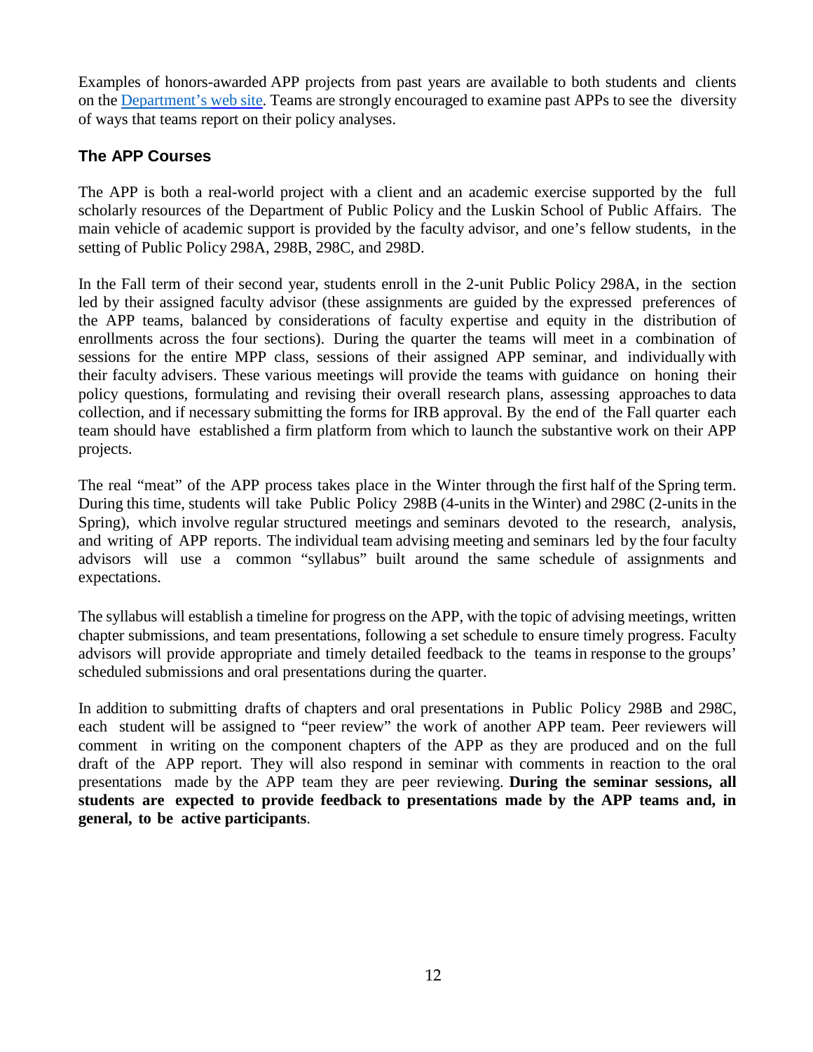Examples of honors-awarded APP projects from past years are available to both students and clients on the [Department's web site](). Teams are strongly encouraged to examine past APPs to see the diversity of ways that teams report on their policy analyses.

### The APP Courses

The APP is both a real-world project with a client and an academic exercise supported by the full scholarly resources of the Department of Public Policy and the Luskin School of Public Affairs. The main vehicle of academic support is provided by the faculty advisor, and one's fellow students, in the setting of Public Policy 298A, 298B, 298C, and 298D.

In the Fall term of their second year, students enroll in the 2-unit Public Policy 298A, in the section led by their assigned faculty advisor (these assignments are guided by the expressed preferences of the APP teams, balanced by considerations of faculty expertise and equity in the distribution of enrollments across the four sections). During the quarter the teams will meet in a combination of sessions for the entire MPP class, sessions of their assigned APP seminar, and individually with their faculty advisers. These various meetings will provide the teams with guidance on honing their policy questions, formulating and revising their overall research plans, assessing approaches to data collection, and if necessary submitting the forms for IRB approval. By the end of the Fall quarter each team should have established a firm platform from which to launch the substantive work on their APP projects.

The real "meat" of the APP process takes place in the Winter through the first half of the Spring term. During this time, students will take Public Policy 298B (4-units in the Winter) and 298C (2-units in the Spring), which involve regular structured meetings and seminars devoted to the research, analysis, and writing of APP reports. The individual team advising meeting and seminars led by the four faculty advisors will use a common "syllabus" built around the same schedule of assignments and expectations.

The syllabus will establish a timeline for progress on the APP, with the topic of advising meetings, written chapter submissions, and team presentations, following a set schedule to ensure timely progress. Faculty advisors will provide appropriate and timely detailed feedback to the teams in response to the groups' scheduled submissions and oral presentations during the quarter.

In addition to submitting drafts of chapters and oral presentations in Public Policy 298B and 298C, each student will be assigned to "peer review" the work of another APP team. Peer reviewers will comment in writing on the component chapters of the APP as they are produced and on the full draft of the APP report. They will also respond in seminar with comments in reaction to the oral presentations made by the APP team they are peer reviewing. **During the seminar sessions, all students are expected to provide feedback to presentations made by the APP teams and, in general, to be active participants**.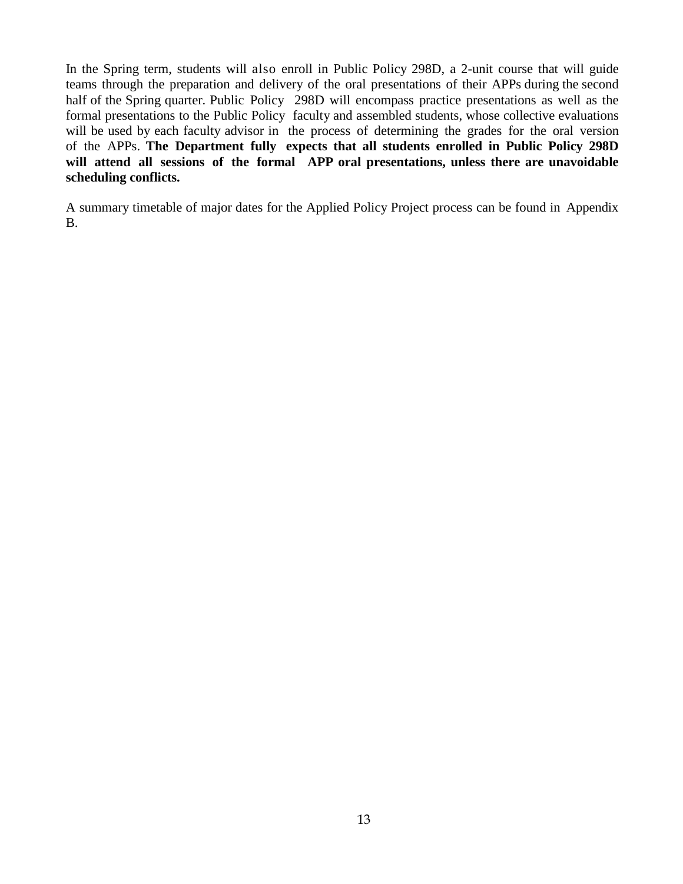In the Spring term, students will also enroll in Public Policy 298D, a 2-unit course that will guide teams through the preparation and delivery of the oral presentations of their APPs during the second half of the Spring quarter. Public Policy 298D will encompass practice presentations as well as the formal presentations to the Public Policy faculty and assembled students, whose collective evaluations will be used by each faculty advisor in the process of determining the grades for the oral version of the APPs. **The Department fully expects that all students enrolled in Public Policy 298D will attend all sessions of the formal APP oral presentations, unless there are unavoidable scheduling conflicts.**

A summary timetable of major dates for the Applied Policy Project process can be found in Appendix B.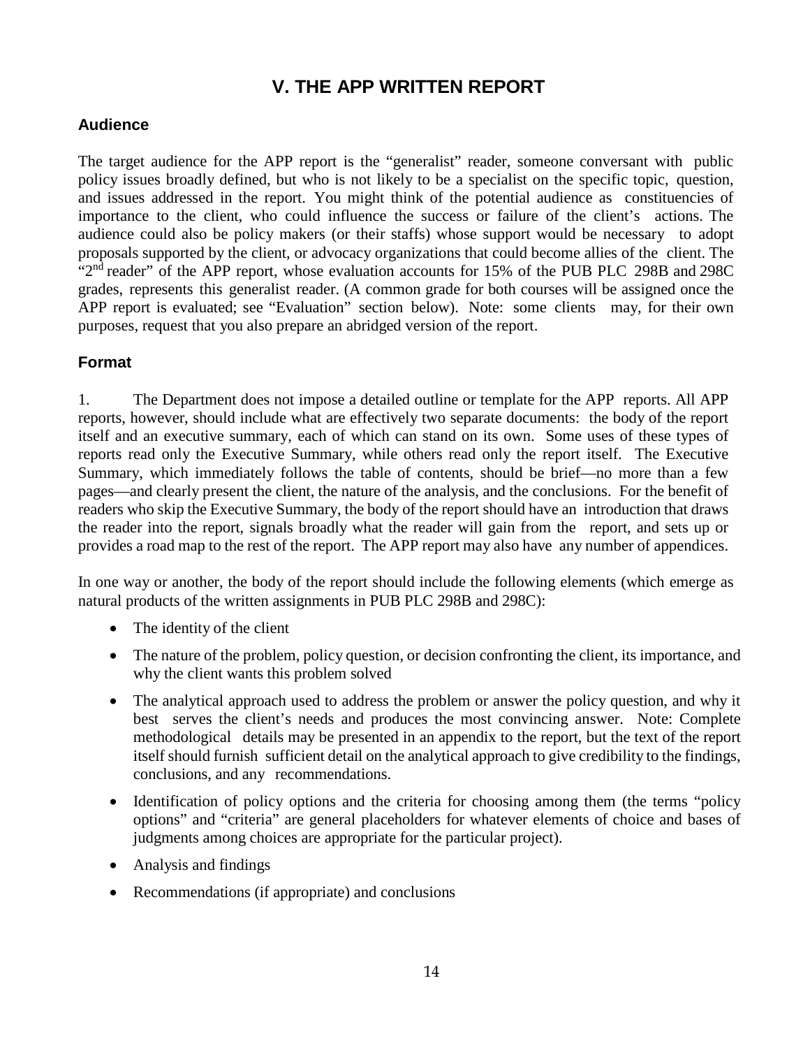# V. THE APP WRITTEN REPORT

## Audience

The target audience for the APP report is the "generalist" reader, someone conversant with public policy issues broadly defined, but who is not likely to be a specialist on the specific topic, question, and issues addressed in the report. You might think of the potential audience as constituencies of importance to the client, who could influence the success or failure of the client's actions. The audience could also be policy makers (or their staffs) whose support would be necessary to adopt proposals supported by the client, or advocacy organizations that could become allies of the client. The "2nd reader" of the APP report, whose evaluation accounts for 15% of the PUB PLC 298B and 298C grades, represents this generalist reader. (A common grade for both courses will be assigned once the APP report is evaluated; see "Evaluation" section below). Note: some clients may, for their own purposes, request that you also prepare an abridged version of the report.

## Format

1. The Department does not impose a detailed outline or template for the APP reports. All APP reports, however, should include what are effectively two separate documents: the body of the report itself and an executive summary, each of which can stand on its own. Some uses of these types of reports read only the Executive Summary, while others read only the report itself. The Executive Summary, which immediately follows the table of contents, should be brief—no more than a few pages—and clearly present the client, the nature of the analysis, and the conclusions. For the benefit of readers who skip the Executive Summary, the body of the report should have an introduction that draws the reader into the report, signals broadly what the reader will gain from the report, and sets up or provides a road map to the rest of the report. The APP report may also have any number of appendices.

In one way or another, the body of the report should include the following elements (which emerge as natural products of the written assignments in PUB PLC 298B and 298C):

- The identity of the client
- The nature of the problem, policy question, or decision confronting the client, its importance, and why the client wants this problem solved
- The analytical approach used to address the problem or answer the policy question, and why it best serves the client's needs and produces the most convincing answer. Note: Complete methodological details may be presented in an appendix to the report, but the text of the report itself should furnish sufficient detail on the analytical approach to give credibility to the findings, conclusions, and any recommendations.
- Identification of policy options and the criteria for choosing among them (the terms "policy options" and "criteria" are general placeholders for whatever elements of choice and bases of judgments among choices are appropriate for the particular project).
- Analysis and findings
- Recommendations (if appropriate) and conclusions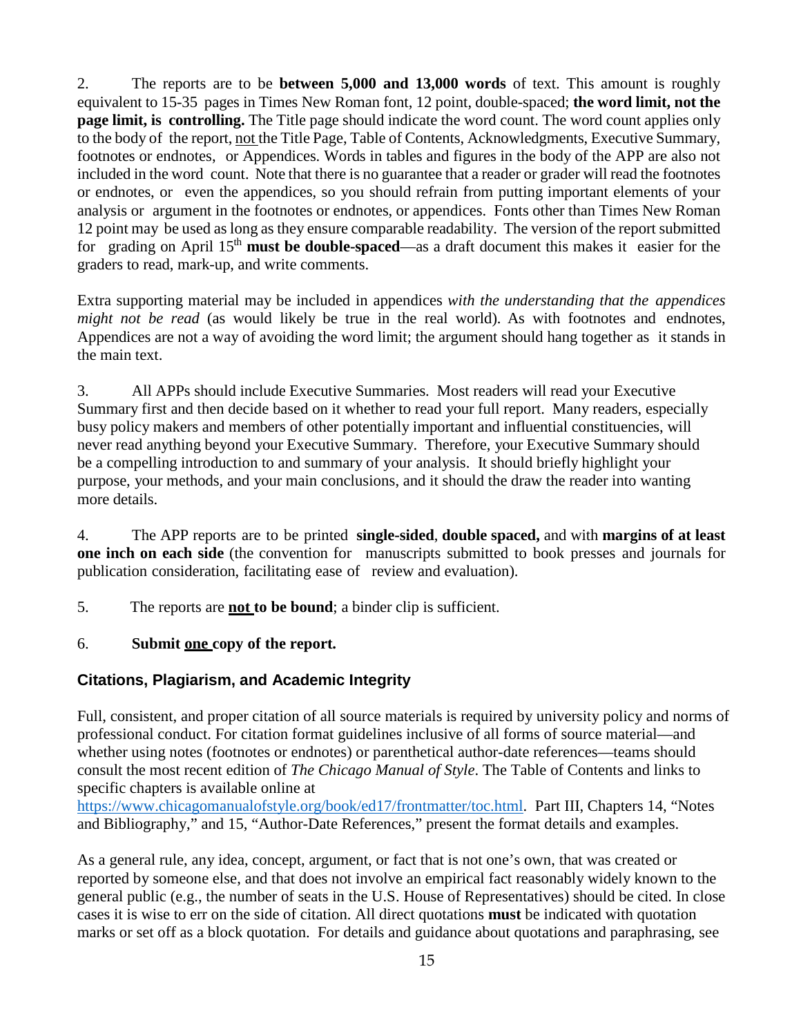2. The reports are to be **between 5,000 and 13,000 words** of text. This amount is roughly equivalent to 15-35 pages in Times New Roman font, 12 point, double-spaced; **the word limit, not the page limit, is controlling.** The Title page should indicate the word count. The word count applies only to the body of the report, not the Title Page, Table of Contents, Acknowledgments, Executive Summary, footnotes or endnotes, or Appendices. Words in tables and figures in the body of the APP are also not included in the word count. Note that there is no guarantee that a reader or grader will read the footnotes or endnotes, or even the appendices, so you should refrain from putting important elements of your analysis or argument in the footnotes or endnotes, or appendices. Fonts other than Times New Roman 12 point may be used as long as they ensure comparable readability. The version of the report submitted for grading on April 15th **must be double-spaced**—as a draft document this makes it easier for the graders to read, mark-up, and write comments.

Extra supporting material may be included in appendices *with the understanding that the appendices might not be read* (as would likely be true in the real world). As with footnotes and endnotes, Appendices are not a way of avoiding the word limit; the argument should hang together as it stands in the main text.

3. All APPs should include Executive Summaries. Most readers will read your Executive Summary first and then decide based on it whether to read your full report. Many readers, especially busy policy makers and members of other potentially important and influential constituencies, will never read anything beyond your Executive Summary. Therefore, your Executive Summary should be a compelling introduction to and summary of your analysis. It should briefly highlight your purpose, your methods, and your main conclusions, and it should the draw the reader into wanting more details.

4. The APP reports are to be printed **single-sided**, **double spaced,** and with **margins of at least one inch on each side** (the convention for manuscripts submitted to book presses and journals for publication consideration, facilitating ease of review and evaluation).

5. The reports are **not to be bound**; a binder clip is sufficient.

6. **Submit one copy of the report.**

## Citations, Plagiarism, and Academic Integrity

Full, consistent, and proper citation of all source materials is required by university policy and norms of professional conduct. For citation format guidelines inclusive of all forms of source material—and whether using notes (footnotes or endnotes) or parenthetical author-date references—teams should consult the most recent edition of *The Chicago Manual of Style*. The Table of Contents and links to specific chapters is available online at https://www.chicagomanualofstyle.org/book/ed17/frontmatter/toc.html. Part III, Chapters 14, "Notes and Bibliography," and 15, "Author-Date References," present the format details and examples.

As a general rule, any idea, concept, argument, or fact that is not one's own, that was created or reported by someone else, and that does not involve an empirical fact reasonably widely known to the general public (e.g., the number of seats in the U.S. House of Representatives) should be cited. In close cases it is wise to err on the side of citation. All direct quotations **must** be indicated with quotation marks or set off as a block quotation. For details and guidance about quotations and paraphrasing, see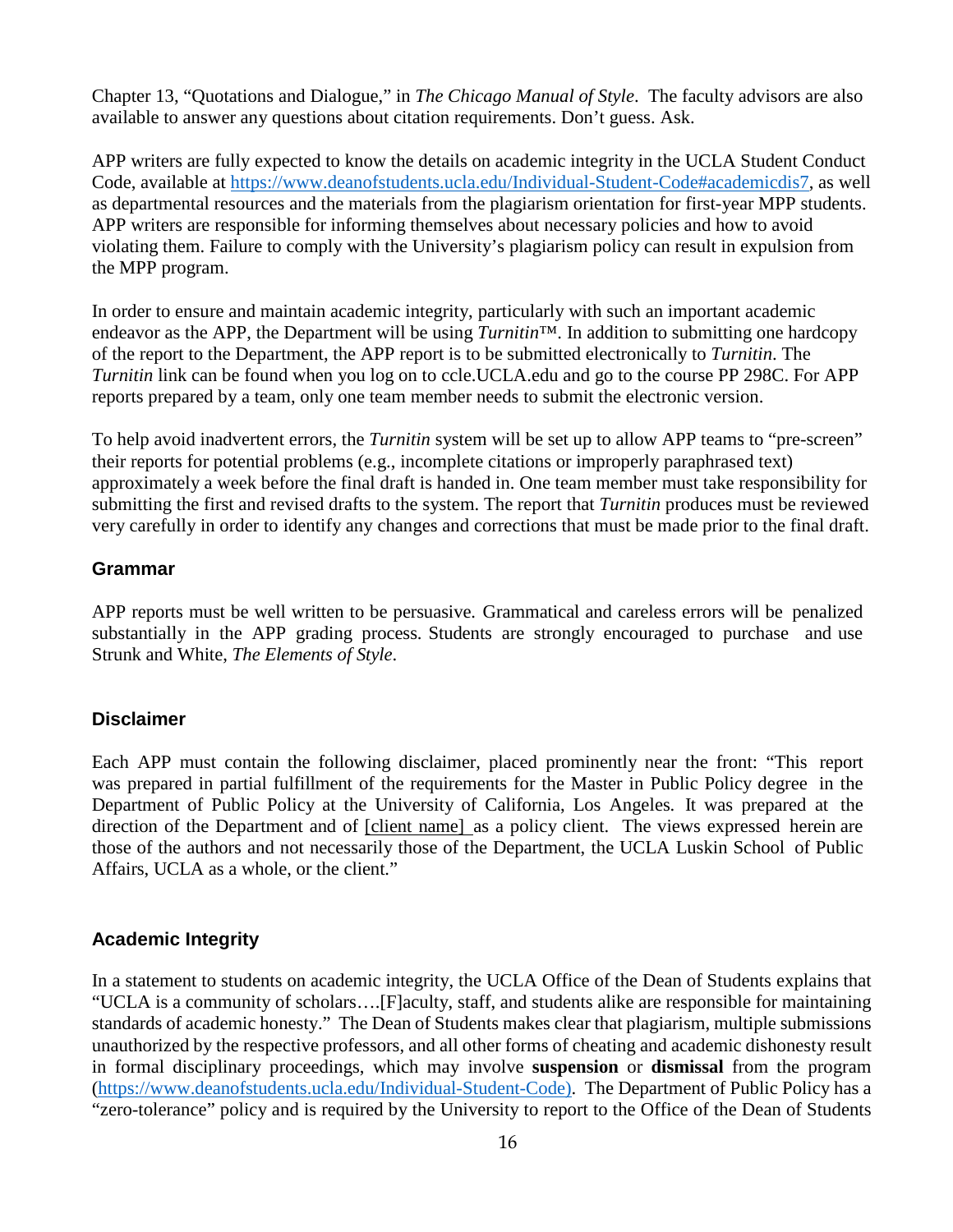Chapter 13, "Quotations and Dialogue," in *The Chicago Manual of Style*. The faculty advisors are also available to answer any questions about citation requirements. Don't guess. Ask.

APP writers are fully expected to know the details on academic integrity in the UCLA Student Conduct Code, available at https://www.deanofstudents.ucla.edu/Individual-Student-Code#academicdis7, as well as departmental resources and the materials from the plagiarism orientation for first-year MPP students. APP writers are responsible for informing themselves about necessary policies and how to avoid violating them. Failure to comply with the University's plagiarism policy can result in expulsion from the MPP program.

In order to ensure and maintain academic integrity, particularly with such an important academic endeavor as the APP, the Department will be using *Turnitin*™. In addition to submitting one hardcopy of the report to the Department, the APP report is to be submitted electronically to *Turnitin*. The *Turnitin* link can be found when you log on to ccle.UCLA.edu and go to the course PP 298C. For APP reports prepared by a team, only one team member needs to submit the electronic version.

To help avoid inadvertent errors, the *Turnitin* system will be set up to allow APP teams to "pre-screen" their reports for potential problems (e.g., incomplete citations or improperly paraphrased text) approximately a week before the final draft is handed in. One team member must take responsibility for submitting the first and revised drafts to the system. The report that *Turnitin* produces must be reviewed very carefully in order to identify any changes and corrections that must be made prior to the final draft.

## Grammar

APP reports must be well written to be persuasive. Grammatical and careless errors will be penalized substantially in the APP grading process. Students are strongly encouraged to purchase and use Strunk and White, *The Elements of Style*.

## Disclaimer

Each APP must contain the following disclaimer, placed prominently near the front: "This report was prepared in partial fulfillment of the requirements for the Master in Public Policy degree in the Department of Public Policy at the University of California, Los Angeles. It was prepared at the direction of the Department and of [client name] as a policy client. The views expressed herein are those of the authors and not necessarily those of the Department, the UCLA Luskin School of Public Affairs, UCLA as a whole, or the client."

## Academic Integrity

In a statement to students on academic integrity, the UCLA Office of the Dean of Students explains that "UCLA is a community of scholars….[F]aculty, staff, and students alike are responsible for maintaining standards of academic honesty." The Dean of Students makes clear that plagiarism, multiple submissions unauthorized by the respective professors, and all other forms of cheating and academic dishonesty result in formal disciplinary proceedings, which may involve **suspension** or **dismissal** from the program (https://www.deanofstudents.ucla.edu/Individual-Student-Code). The Department of Public Policy has a "zero-tolerance" policy and is required by the University to report to the Office of the Dean of Students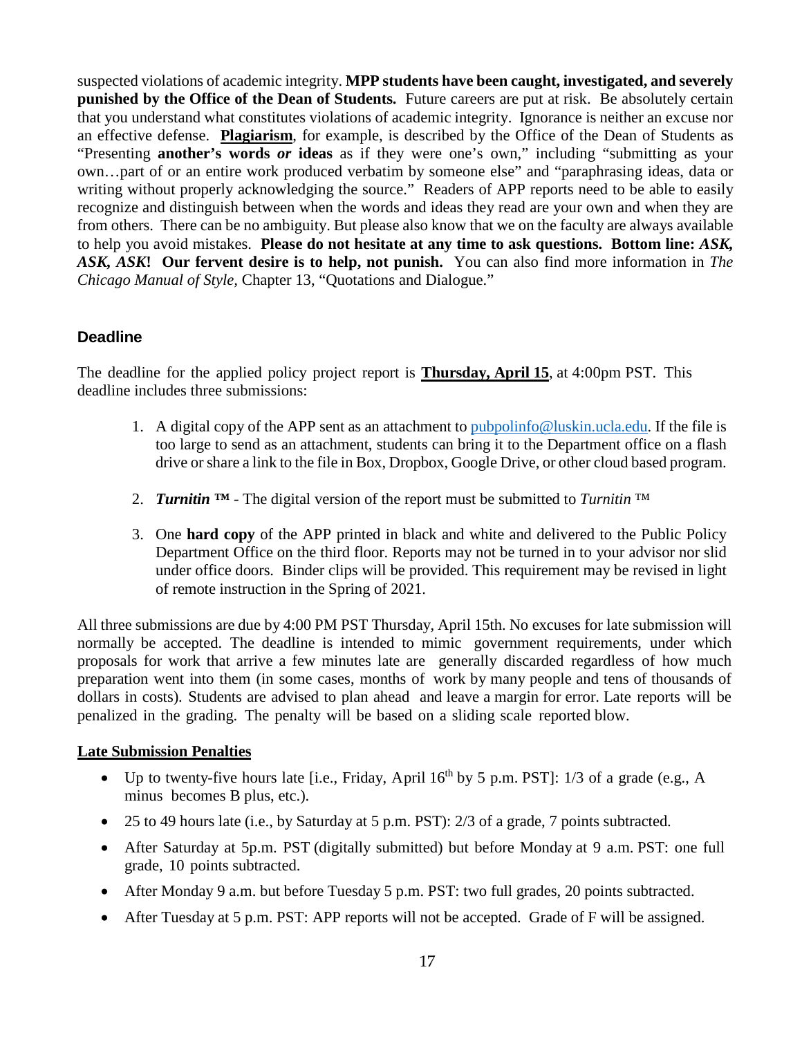suspected violations of academic integrity. **MPP students have been caught, investigated, and severely punished by the Office of the Dean of Students.** Future careers are put at risk. Be absolutely certain that you understand what constitutes violations of academic integrity. Ignorance is neither an excuse nor an effective defense. **<u>Plagiarism</u>**, for example, is described by the Office of the Dean of Students as "Presenting **another's words *or* ideas** as if they were one's own," including "submitting as your own…part of or an entire work produced verbatim by someone else" and "paraphrasing ideas, data or writing without properly acknowledging the source." Readers of APP reports need to be able to easily recognize and distinguish between when the words and ideas they read are your own and when they are from others. There can be no ambiguity. But please also know that we on the faculty are always available to help you avoid mistakes. **Please do not hesitate at any time to ask questions. Bottom line: *ASK, ASK, ASK*! Our fervent desire is to help, not punish.** You can also find more information in *The Chicago Manual of Style*, Chapter 13, "Quotations and Dialogue."

## Deadline

The deadline for the applied policy project report is **<u>Thursday, April 15</u>**, at 4:00pm PST. This deadline includes three submissions:

1. A digital copy of the APP sent as an attachment to pubpolinfo@luskin.ucla.edu. If the file is too large to send as an attachment, students can bring it to the Department office on a flash drive or share a link to the file in Box, Dropbox, Google Drive, or other cloud based program.
2. ***Turnitin* ™** - The digital version of the report must be submitted to *Turnitin* ™
3. One **hard copy** of the APP printed in black and white and delivered to the Public Policy Department Office on the third floor. Reports may not be turned in to your advisor nor slid under office doors. Binder clips will be provided. This requirement may be revised in light of remote instruction in the Spring of 2021.

All three submissions are due by 4:00 PM PST Thursday, April 15th. No excuses for late submission will normally be accepted. The deadline is intended to mimic government requirements, under which proposals for work that arrive a few minutes late are generally discarded regardless of how much preparation went into them (in some cases, months of work by many people and tens of thousands of dollars in costs). Students are advised to plan ahead and leave a margin for error. Late reports will be penalized in the grading. The penalty will be based on a sliding scale reported blow.

**<u>Late Submission Penalties</u>**

- Up to twenty-five hours late [i.e., Friday, April 16th by 5 p.m. PST]: 1/3 of a grade (e.g., A minus becomes B plus, etc.).
- 25 to 49 hours late (i.e., by Saturday at 5 p.m. PST): 2/3 of a grade, 7 points subtracted.
- After Saturday at 5p.m. PST (digitally submitted) but before Monday at 9 a.m. PST: one full grade, 10 points subtracted.
- After Monday 9 a.m. but before Tuesday 5 p.m. PST: two full grades, 20 points subtracted.
- After Tuesday at 5 p.m. PST: APP reports will not be accepted. Grade of F will be assigned.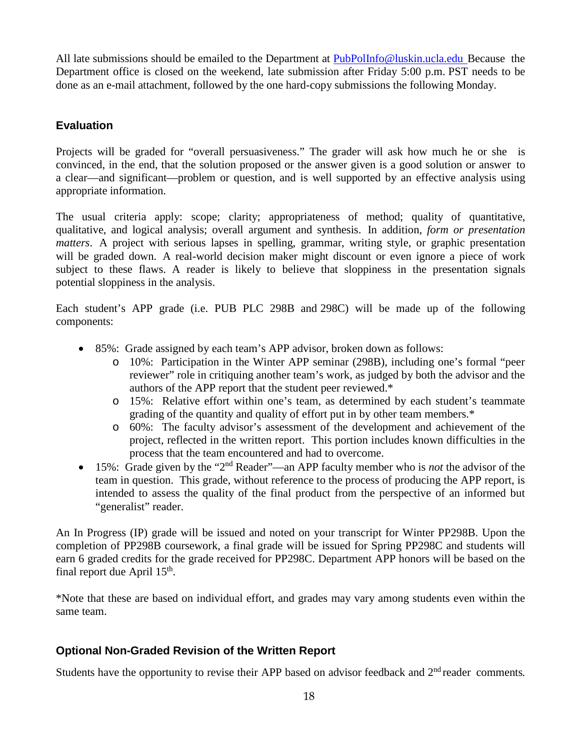All late submissions should be emailed to the Department at PubPolInfo@luskin.ucla.edu Because the Department office is closed on the weekend, late submission after Friday 5:00 p.m. PST needs to be done as an e-mail attachment, followed by the one hard-copy submissions the following Monday.

## Evaluation

Projects will be graded for "overall persuasiveness." The grader will ask how much he or she is convinced, in the end, that the solution proposed or the answer given is a good solution or answer to a clear—and significant—problem or question, and is well supported by an effective analysis using appropriate information.

The usual criteria apply: scope; clarity; appropriateness of method; quality of quantitative, qualitative, and logical analysis; overall argument and synthesis. In addition, *form or presentation matters*. A project with serious lapses in spelling, grammar, writing style, or graphic presentation will be graded down. A real-world decision maker might discount or even ignore a piece of work subject to these flaws. A reader is likely to believe that sloppiness in the presentation signals potential sloppiness in the analysis.

Each student's APP grade (i.e. PUB PLC 298B and 298C) will be made up of the following components:

- 85%: Grade assigned by each team's APP advisor, broken down as follows:
  - 10%: Participation in the Winter APP seminar (298B), including one's formal "peer reviewer" role in critiquing another team's work, as judged by both the advisor and the authors of the APP report that the student peer reviewed.*
  - 15%: Relative effort within one's team, as determined by each student's teammate grading of the quantity and quality of effort put in by other team members.*
  - 60%: The faculty advisor's assessment of the development and achievement of the project, reflected in the written report. This portion includes known difficulties in the process that the team encountered and had to overcome.
- 15%: Grade given by the "2nd Reader"—an APP faculty member who is *not* the advisor of the team in question. This grade, without reference to the process of producing the APP report, is intended to assess the quality of the final product from the perspective of an informed but "generalist" reader.

An In Progress (IP) grade will be issued and noted on your transcript for Winter PP298B. Upon the completion of PP298B coursework, a final grade will be issued for Spring PP298C and students will earn 6 graded credits for the grade received for PP298C. Department APP honors will be based on the final report due April 15th.

*Note that these are based on individual effort, and grades may vary among students even within the same team.

## Optional Non-Graded Revision of the Written Report

Students have the opportunity to revise their APP based on advisor feedback and 2nd reader comments.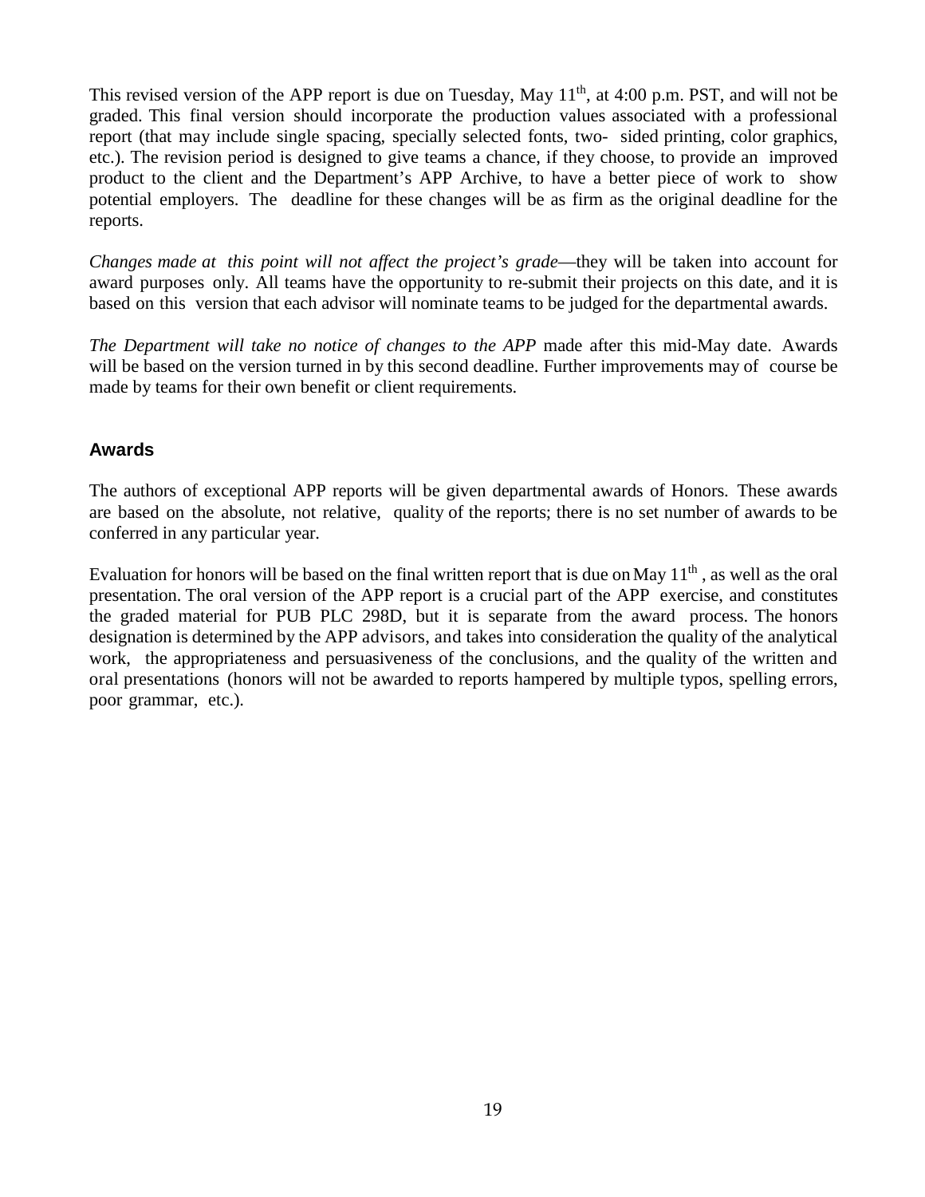This revised version of the APP report is due on Tuesday, May 11th, at 4:00 p.m. PST, and will not be graded. This final version should incorporate the production values associated with a professional report (that may include single spacing, specially selected fonts, two- sided printing, color graphics, etc.). The revision period is designed to give teams a chance, if they choose, to provide an improved product to the client and the Department's APP Archive, to have a better piece of work to show potential employers. The deadline for these changes will be as firm as the original deadline for the reports.

*Changes made at this point will not affect the project's grade*—they will be taken into account for award purposes only. All teams have the opportunity to re-submit their projects on this date, and it is based on this version that each advisor will nominate teams to be judged for the departmental awards.

*The Department will take no notice of changes to the APP* made after this mid-May date. Awards will be based on the version turned in by this second deadline. Further improvements may of course be made by teams for their own benefit or client requirements.

### Awards

The authors of exceptional APP reports will be given departmental awards of Honors. These awards are based on the absolute, not relative, quality of the reports; there is no set number of awards to be conferred in any particular year.

Evaluation for honors will be based on the final written report that is due on May 11th, as well as the oral presentation. The oral version of the APP report is a crucial part of the APP exercise, and constitutes the graded material for PUB PLC 298D, but it is separate from the award process. The honors designation is determined by the APP advisors, and takes into consideration the quality of the analytical work, the appropriateness and persuasiveness of the conclusions, and the quality of the written and oral presentations (honors will not be awarded to reports hampered by multiple typos, spelling errors, poor grammar, etc.).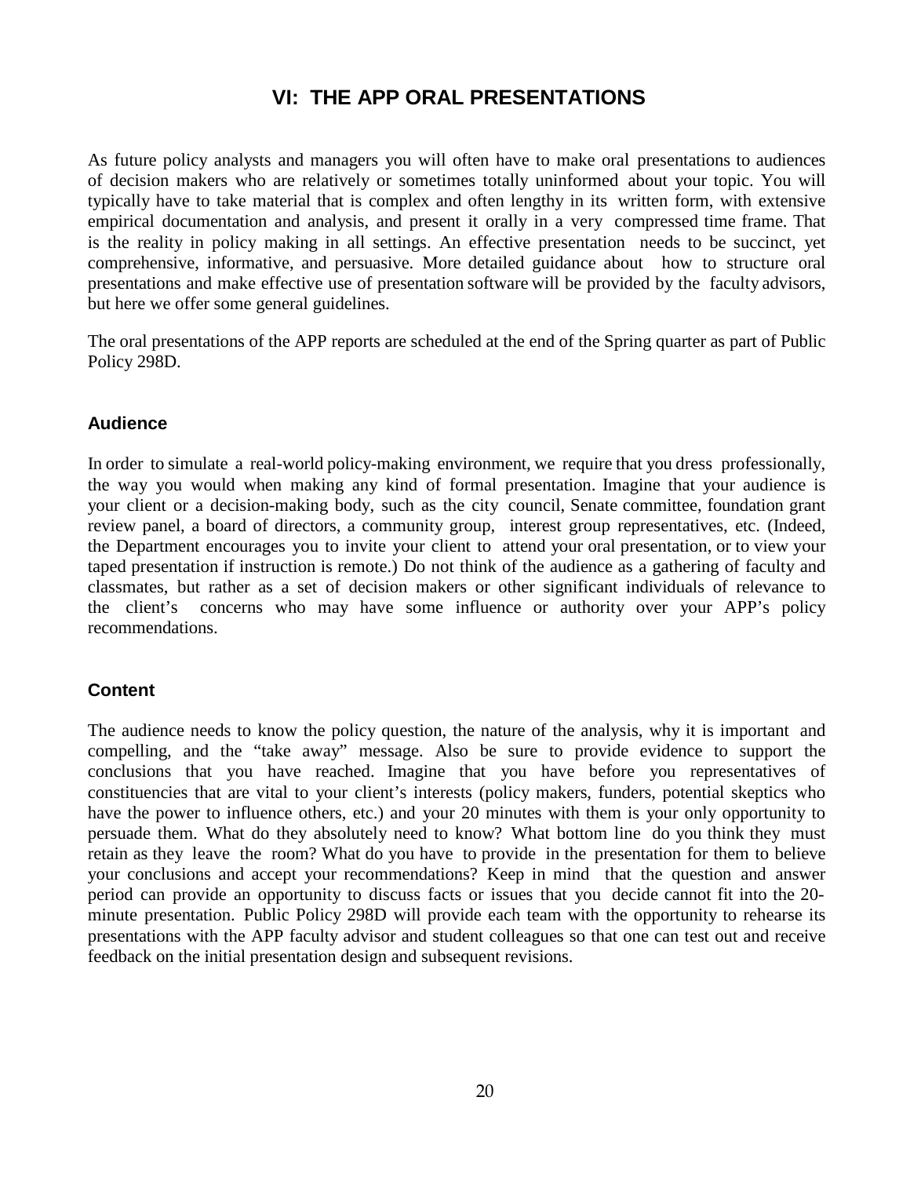# VI: THE APP ORAL PRESENTATIONS

As future policy analysts and managers you will often have to make oral presentations to audiences of decision makers who are relatively or sometimes totally uninformed about your topic. You will typically have to take material that is complex and often lengthy in its written form, with extensive empirical documentation and analysis, and present it orally in a very compressed time frame. That is the reality in policy making in all settings. An effective presentation needs to be succinct, yet comprehensive, informative, and persuasive. More detailed guidance about how to structure oral presentations and make effective use of presentation software will be provided by the faculty advisors, but here we offer some general guidelines.

The oral presentations of the APP reports are scheduled at the end of the Spring quarter as part of Public Policy 298D.

### Audience

In order to simulate a real-world policy-making environment, we require that you dress professionally, the way you would when making any kind of formal presentation. Imagine that your audience is your client or a decision-making body, such as the city council, Senate committee, foundation grant review panel, a board of directors, a community group, interest group representatives, etc. (Indeed, the Department encourages you to invite your client to attend your oral presentation, or to view your taped presentation if instruction is remote.) Do not think of the audience as a gathering of faculty and classmates, but rather as a set of decision makers or other significant individuals of relevance to the client's concerns who may have some influence or authority over your APP's policy recommendations.

### Content

The audience needs to know the policy question, the nature of the analysis, why it is important and compelling, and the "take away" message. Also be sure to provide evidence to support the conclusions that you have reached. Imagine that you have before you representatives of constituencies that are vital to your client's interests (policy makers, funders, potential skeptics who have the power to influence others, etc.) and your 20 minutes with them is your only opportunity to persuade them. What do they absolutely need to know? What bottom line do you think they must retain as they leave the room? What do you have to provide in the presentation for them to believe your conclusions and accept your recommendations? Keep in mind that the question and answer period can provide an opportunity to discuss facts or issues that you decide cannot fit into the 20-minute presentation. Public Policy 298D will provide each team with the opportunity to rehearse its presentations with the APP faculty advisor and student colleagues so that one can test out and receive feedback on the initial presentation design and subsequent revisions.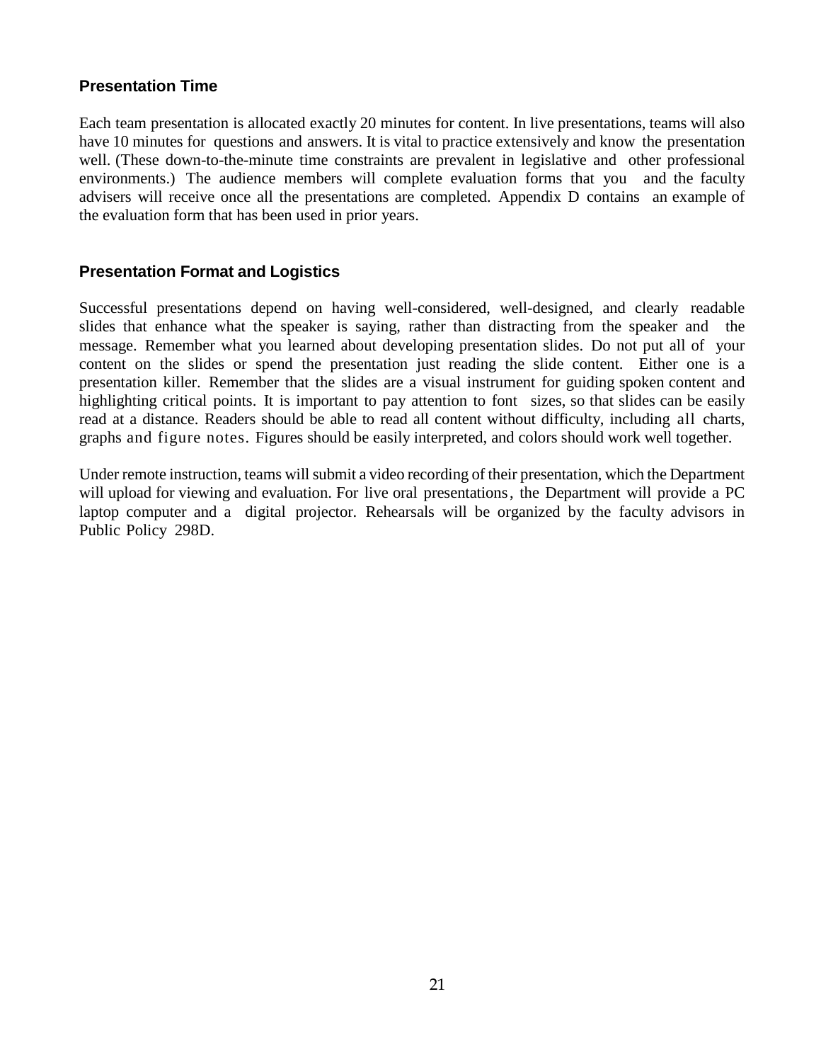## Presentation Time

Each team presentation is allocated exactly 20 minutes for content. In live presentations, teams will also have 10 minutes for questions and answers. It is vital to practice extensively and know the presentation well. (These down-to-the-minute time constraints are prevalent in legislative and other professional environments.) The audience members will complete evaluation forms that you and the faculty advisers will receive once all the presentations are completed. Appendix D contains an example of the evaluation form that has been used in prior years.

## Presentation Format and Logistics

Successful presentations depend on having well-considered, well-designed, and clearly readable slides that enhance what the speaker is saying, rather than distracting from the speaker and the message. Remember what you learned about developing presentation slides. Do not put all of your content on the slides or spend the presentation just reading the slide content. Either one is a presentation killer. Remember that the slides are a visual instrument for guiding spoken content and highlighting critical points. It is important to pay attention to font sizes, so that slides can be easily read at a distance. Readers should be able to read all content without difficulty, including all charts, graphs and figure notes. Figures should be easily interpreted, and colors should work well together.

Under remote instruction, teams will submit a video recording of their presentation, which the Department will upload for viewing and evaluation. For live oral presentations, the Department will provide a PC laptop computer and a digital projector. Rehearsals will be organized by the faculty advisors in Public Policy 298D.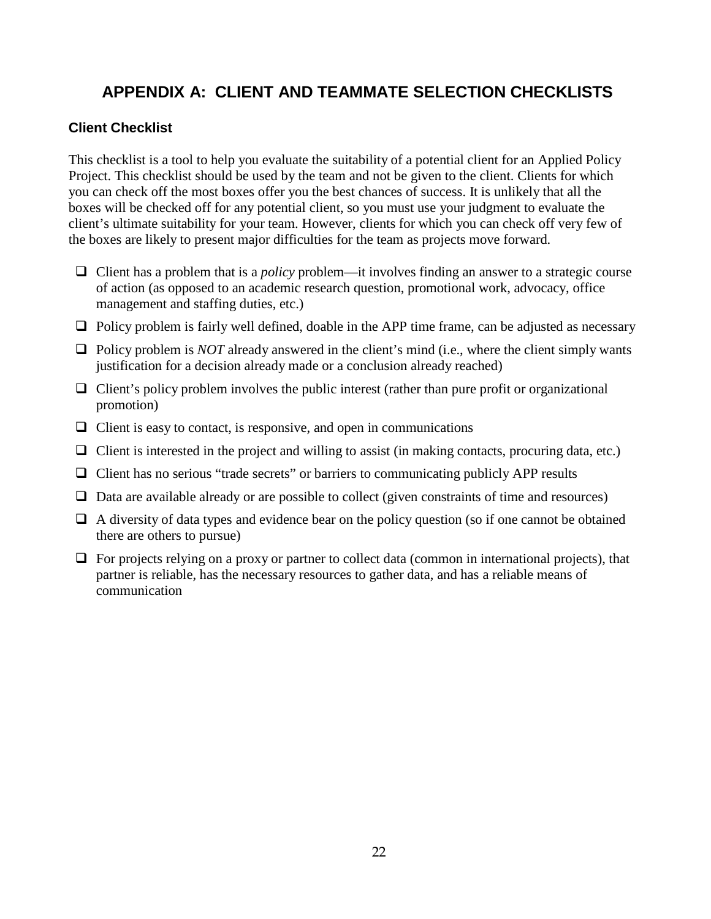# APPENDIX A: CLIENT AND TEAMMATE SELECTION CHECKLISTS

### Client Checklist

This checklist is a tool to help you evaluate the suitability of a potential client for an Applied Policy Project. This checklist should be used by the team and not be given to the client. Clients for which you can check off the most boxes offer you the best chances of success. It is unlikely that all the boxes will be checked off for any potential client, so you must use your judgment to evaluate the client's ultimate suitability for your team. However, clients for which you can check off very few of the boxes are likely to present major difficulties for the team as projects move forward.

- ❑ Client has a problem that is a *policy* problem—it involves finding an answer to a strategic course of action (as opposed to an academic research question, promotional work, advocacy, office management and staffing duties, etc.)
- ❑ Policy problem is fairly well defined, doable in the APP time frame, can be adjusted as necessary
- ❑ Policy problem is *NOT* already answered in the client's mind (i.e., where the client simply wants justification for a decision already made or a conclusion already reached)
- ❑ Client's policy problem involves the public interest (rather than pure profit or organizational promotion)
- ❑ Client is easy to contact, is responsive, and open in communications
- ❑ Client is interested in the project and willing to assist (in making contacts, procuring data, etc.)
- ❑ Client has no serious "trade secrets" or barriers to communicating publicly APP results
- ❑ Data are available already or are possible to collect (given constraints of time and resources)
- ❑ A diversity of data types and evidence bear on the policy question (so if one cannot be obtained there are others to pursue)
- ❑ For projects relying on a proxy or partner to collect data (common in international projects), that partner is reliable, has the necessary resources to gather data, and has a reliable means of communication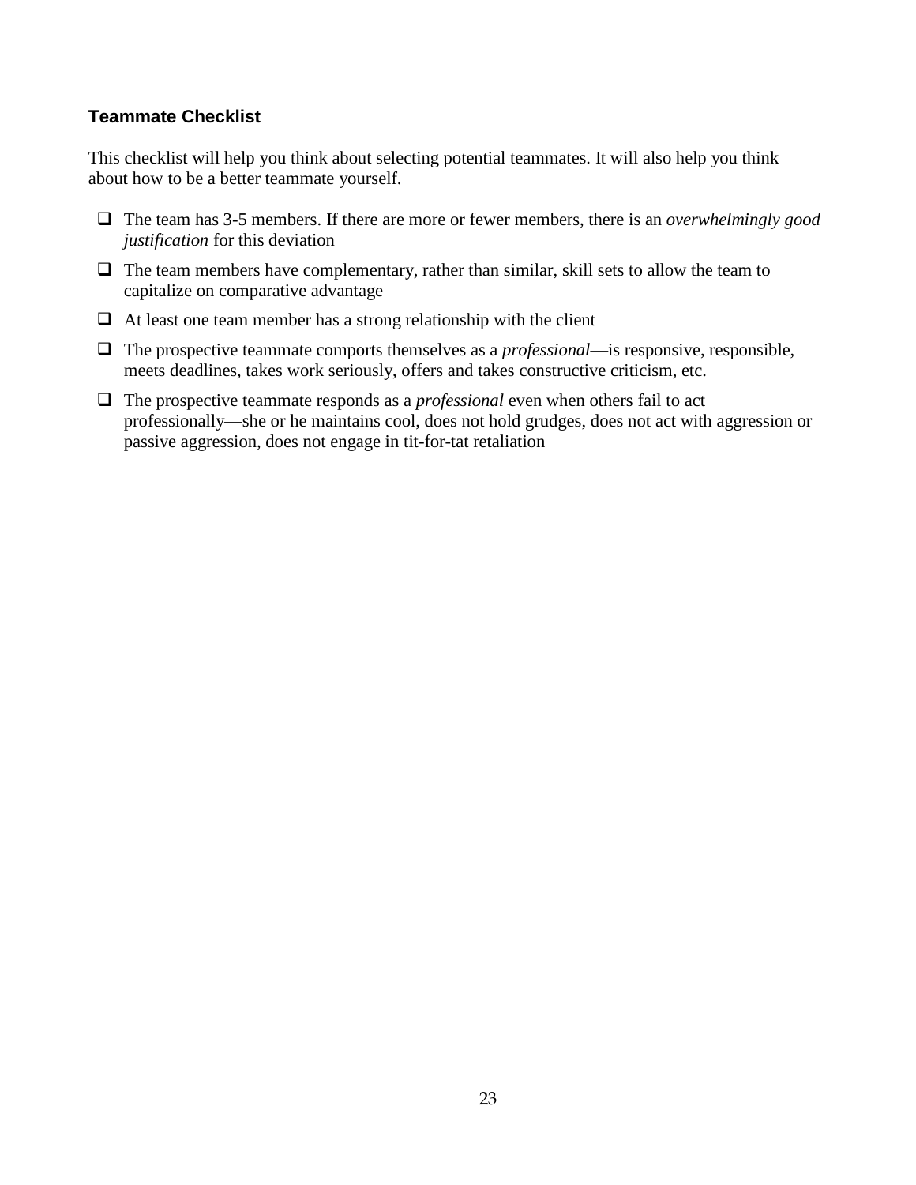### Teammate Checklist

This checklist will help you think about selecting potential teammates. It will also help you think about how to be a better teammate yourself.

- [ ] The team has 3-5 members. If there are more or fewer members, there is an *overwhelmingly good justification* for this deviation
- [ ] The team members have complementary, rather than similar, skill sets to allow the team to capitalize on comparative advantage
- [ ] At least one team member has a strong relationship with the client
- [ ] The prospective teammate comports themselves as a *professional*—is responsive, responsible, meets deadlines, takes work seriously, offers and takes constructive criticism, etc.
- [ ] The prospective teammate responds as a *professional* even when others fail to act professionally—she or he maintains cool, does not hold grudges, does not act with aggression or passive aggression, does not engage in tit-for-tat retaliation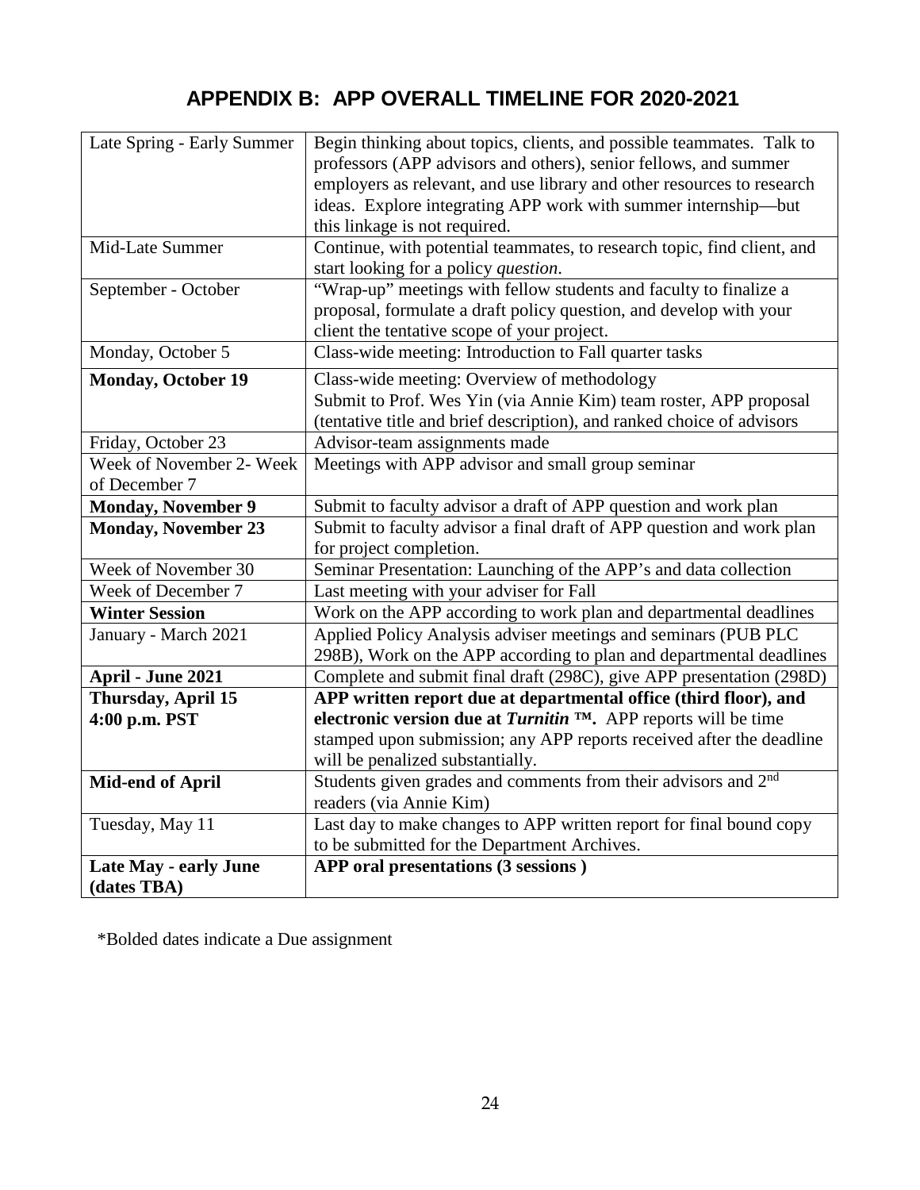# APPENDIX B: APP OVERALL TIMELINE FOR 2020-2021

| | |
|---|---|
| Late Spring - Early Summer | Begin thinking about topics, clients, and possible teammates. Talk to professors (APP advisors and others), senior fellows, and summer employers as relevant, and use library and other resources to research ideas. Explore integrating APP work with summer internship—but this linkage is not required. |
| Mid-Late Summer | Continue, with potential teammates, to research topic, find client, and start looking for a policy *question*. |
| September - October | "Wrap-up" meetings with fellow students and faculty to finalize a proposal, formulate a draft policy question, and develop with your client the tentative scope of your project. |
| Monday, October 5 | Class-wide meeting: Introduction to Fall quarter tasks |
| **Monday, October 19** | Class-wide meeting: Overview of methodology<br>Submit to Prof. Wes Yin (via Annie Kim) team roster, APP proposal (tentative title and brief description), and ranked choice of advisors |
| Friday, October 23 | Advisor-team assignments made |
| Week of November 2- Week of December 7 | Meetings with APP advisor and small group seminar |
| **Monday, November 9** | Submit to faculty advisor a draft of APP question and work plan |
| **Monday, November 23** | Submit to faculty advisor a final draft of APP question and work plan for project completion. |
| Week of November 30 | Seminar Presentation: Launching of the APP's and data collection |
| Week of December 7 | Last meeting with your adviser for Fall |
| **Winter Session** | Work on the APP according to work plan and departmental deadlines |
| January - March 2021 | Applied Policy Analysis adviser meetings and seminars (PUB PLC 298B), Work on the APP according to plan and departmental deadlines |
| **April - June 2021** | Complete and submit final draft (298C), give APP presentation (298D) |
| **Thursday, April 15**<br>**4:00 p.m. PST** | **APP written report due at departmental office (third floor), and electronic version due at *Turnitin* ™.** APP reports will be time stamped upon submission; any APP reports received after the deadline will be penalized substantially. |
| **Mid-end of April** | Students given grades and comments from their advisors and 2nd readers (via Annie Kim) |
| Tuesday, May 11 | Last day to make changes to APP written report for final bound copy to be submitted for the Department Archives. |
| **Late May - early June (dates TBA)** | **APP oral presentations (3 sessions )** |

*Bolded dates indicate a Due assignment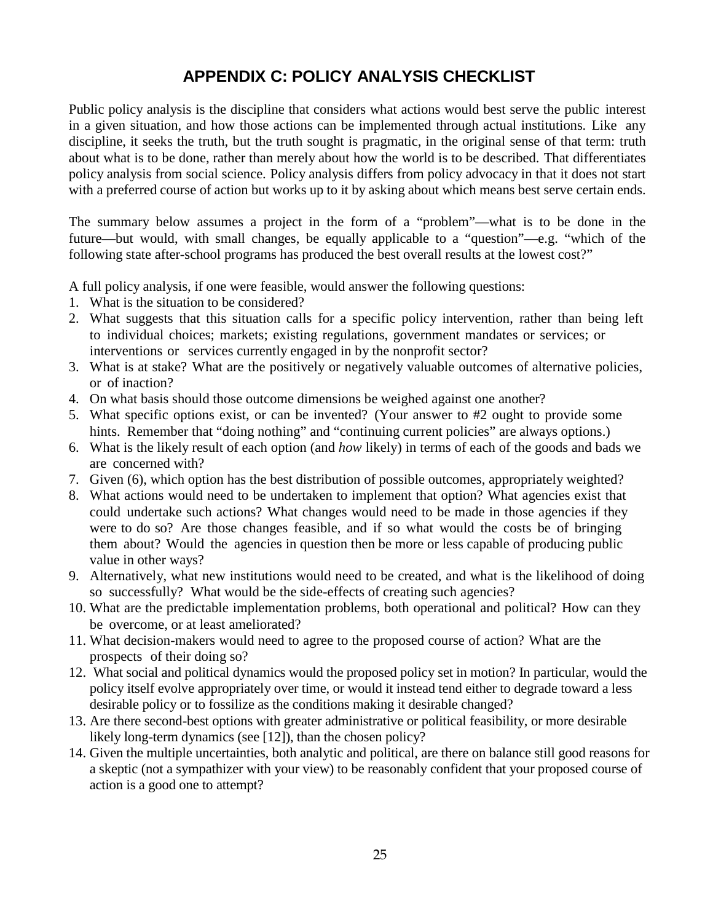# APPENDIX C: POLICY ANALYSIS CHECKLIST

Public policy analysis is the discipline that considers what actions would best serve the public interest in a given situation, and how those actions can be implemented through actual institutions. Like any discipline, it seeks the truth, but the truth sought is pragmatic, in the original sense of that term: truth about what is to be done, rather than merely about how the world is to be described. That differentiates policy analysis from social science. Policy analysis differs from policy advocacy in that it does not start with a preferred course of action but works up to it by asking about which means best serve certain ends.

The summary below assumes a project in the form of a "problem"—what is to be done in the future—but would, with small changes, be equally applicable to a "question"—e.g. "which of the following state after-school programs has produced the best overall results at the lowest cost?"

A full policy analysis, if one were feasible, would answer the following questions:

1. What is the situation to be considered?
2. What suggests that this situation calls for a specific policy intervention, rather than being left to individual choices; markets; existing regulations, government mandates or services; or interventions or services currently engaged in by the nonprofit sector?
3. What is at stake? What are the positively or negatively valuable outcomes of alternative policies, or of inaction?
4. On what basis should those outcome dimensions be weighed against one another?
5. What specific options exist, or can be invented? (Your answer to #2 ought to provide some hints. Remember that "doing nothing" and "continuing current policies" are always options.)
6. What is the likely result of each option (and *how* likely) in terms of each of the goods and bads we are concerned with?
7. Given (6), which option has the best distribution of possible outcomes, appropriately weighted?
8. What actions would need to be undertaken to implement that option? What agencies exist that could undertake such actions? What changes would need to be made in those agencies if they were to do so? Are those changes feasible, and if so what would the costs be of bringing them about? Would the agencies in question then be more or less capable of producing public value in other ways?
9. Alternatively, what new institutions would need to be created, and what is the likelihood of doing so successfully? What would be the side-effects of creating such agencies?
10. What are the predictable implementation problems, both operational and political? How can they be overcome, or at least ameliorated?
11. What decision-makers would need to agree to the proposed course of action? What are the prospects of their doing so?
12. What social and political dynamics would the proposed policy set in motion? In particular, would the policy itself evolve appropriately over time, or would it instead tend either to degrade toward a less desirable policy or to fossilize as the conditions making it desirable changed?
13. Are there second-best options with greater administrative or political feasibility, or more desirable likely long-term dynamics (see [12]), than the chosen policy?
14. Given the multiple uncertainties, both analytic and political, are there on balance still good reasons for a skeptic (not a sympathizer with your view) to be reasonably confident that your proposed course of action is a good one to attempt?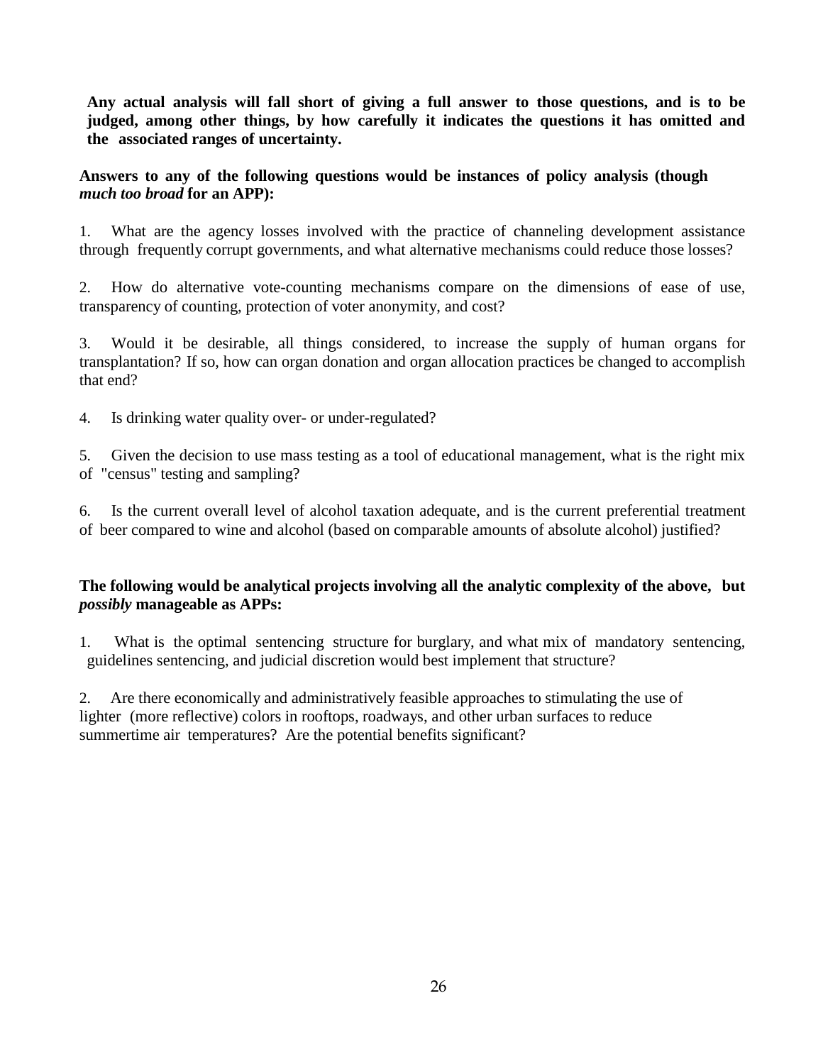**Any actual analysis will fall short of giving a full answer to those questions, and is to be judged, among other things, by how carefully it indicates the questions it has omitted and the associated ranges of uncertainty.**

**Answers to any of the following questions would be instances of policy analysis (though *much too broad* for an APP):**

1. What are the agency losses involved with the practice of channeling development assistance through frequently corrupt governments, and what alternative mechanisms could reduce those losses?

2. How do alternative vote-counting mechanisms compare on the dimensions of ease of use, transparency of counting, protection of voter anonymity, and cost?

3. Would it be desirable, all things considered, to increase the supply of human organs for transplantation? If so, how can organ donation and organ allocation practices be changed to accomplish that end?

4. Is drinking water quality over- or under-regulated?

5. Given the decision to use mass testing as a tool of educational management, what is the right mix of "census" testing and sampling?

6. Is the current overall level of alcohol taxation adequate, and is the current preferential treatment of beer compared to wine and alcohol (based on comparable amounts of absolute alcohol) justified?

**The following would be analytical projects involving all the analytic complexity of the above, but *possibly* manageable as APPs:**

1. What is the optimal sentencing structure for burglary, and what mix of mandatory sentencing, guidelines sentencing, and judicial discretion would best implement that structure?

2. Are there economically and administratively feasible approaches to stimulating the use of lighter (more reflective) colors in rooftops, roadways, and other urban surfaces to reduce summertime air temperatures? Are the potential benefits significant?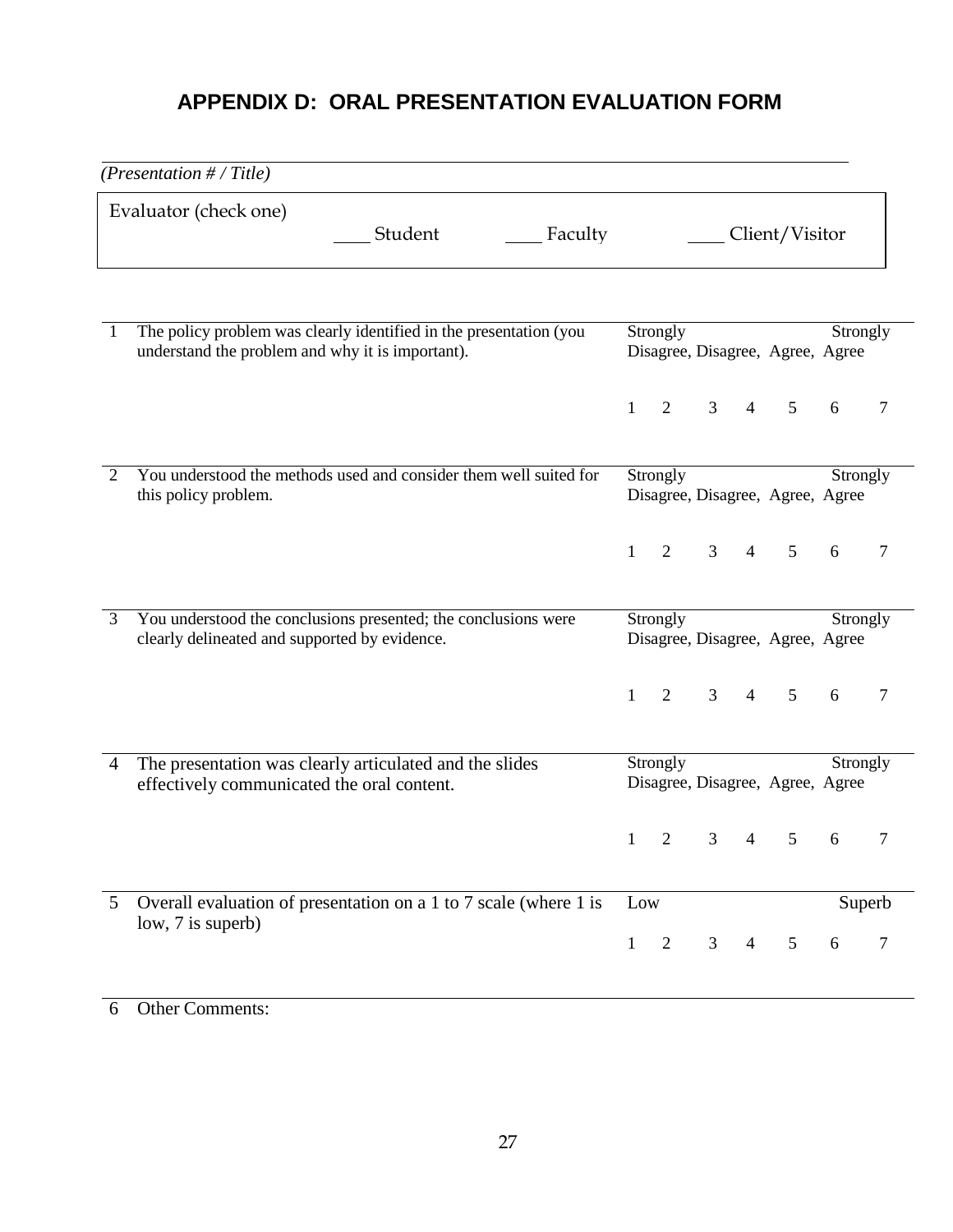# APPENDIX D: ORAL PRESENTATION EVALUATION FORM

_______________________________________________

*(Presentation # / Title)*

Evaluator (check one) ____ Student ____ Faculty ____ Client/Visitor

| | | | | | | | | |
|---|---|---|---|---|---|---|---|---|
| 1 | The policy problem was clearly identified in the presentation (you understand the problem and why it is important). | Strongly Disagree, Disagree, Agree, Strongly Agree | | | | | | |
| | | 1 | 2 | 3 | 4 | 5 | 6 | 7 |
| 2 | You understood the methods used and consider them well suited for this policy problem. | Strongly Disagree, Disagree, Agree, Strongly Agree | | | | | | |
| | | 1 | 2 | 3 | 4 | 5 | 6 | 7 |
| 3 | You understood the conclusions presented; the conclusions were clearly delineated and supported by evidence. | Strongly Disagree, Disagree, Agree, Strongly Agree | | | | | | |
| | | 1 | 2 | 3 | 4 | 5 | 6 | 7 |
| 4 | The presentation was clearly articulated and the slides effectively communicated the oral content. | Strongly Disagree, Disagree, Agree, Strongly Agree | | | | | | |
| | | 1 | 2 | 3 | 4 | 5 | 6 | 7 |
| 5 | Overall evaluation of presentation on a 1 to 7 scale (where 1 is low, 7 is superb) | Low | | | | | | Superb |
| | | 1 | 2 | 3 | 4 | 5 | 6 | 7 |

6 Other Comments: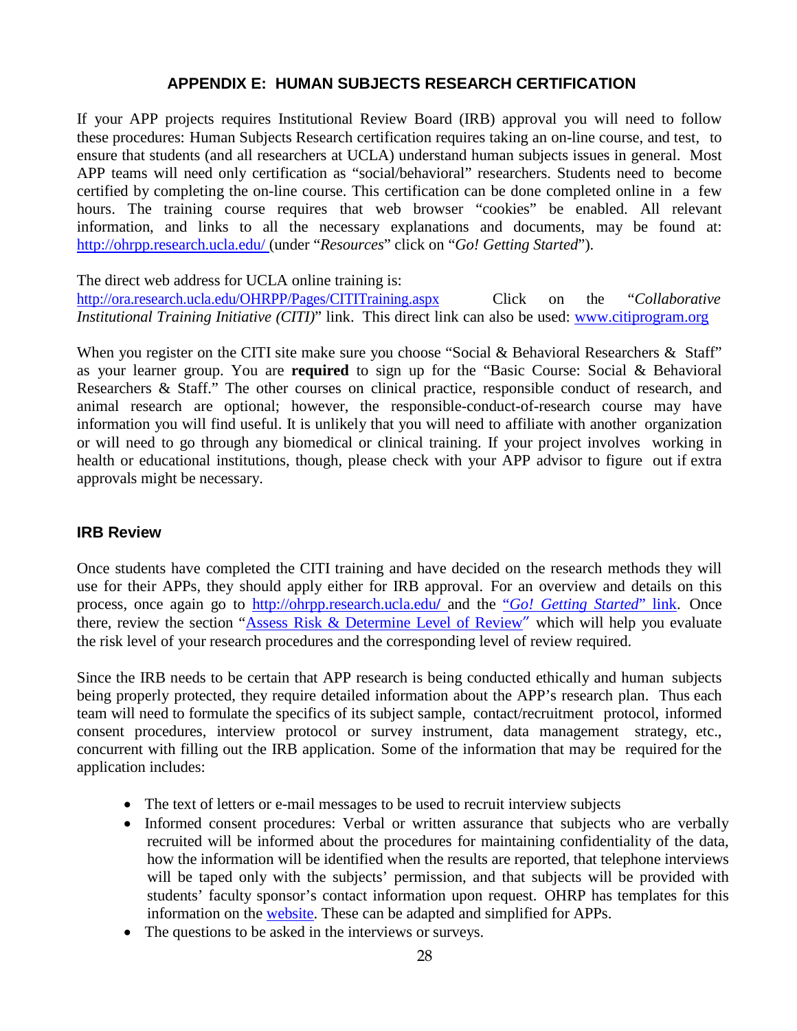## APPENDIX E: HUMAN SUBJECTS RESEARCH CERTIFICATION

If your APP projects requires Institutional Review Board (IRB) approval you will need to follow these procedures: Human Subjects Research certification requires taking an on-line course, and test, to ensure that students (and all researchers at UCLA) understand human subjects issues in general. Most APP teams will need only certification as "social/behavioral" researchers. Students need to become certified by completing the on-line course. This certification can be done completed online in a few hours. The training course requires that web browser "cookies" be enabled. All relevant information, and links to all the necessary explanations and documents, may be found at: [http://ohrpp.research.ucla.edu/](http://ohrpp.research.ucla.edu/) (under "*Resources*" click on "*Go! Getting Started*").

The direct web address for UCLA online training is:
[http://ora.research.ucla.edu/OHRPP/Pages/CITITraining.aspx](http://ora.research.ucla.edu/OHRPP/Pages/CITITraining.aspx) Click on the "*Collaborative Institutional Training Initiative (CITI)*" link. This direct link can also be used: [www.citiprogram.org](http://www.citiprogram.org)

When you register on the CITI site make sure you choose "Social & Behavioral Researchers & Staff" as your learner group. You are **required** to sign up for the "Basic Course: Social & Behavioral Researchers & Staff." The other courses on clinical practice, responsible conduct of research, and animal research are optional; however, the responsible-conduct-of-research course may have information you will find useful. It is unlikely that you will need to affiliate with another organization or will need to go through any biomedical or clinical training. If your project involves working in health or educational institutions, though, please check with your APP advisor to figure out if extra approvals might be necessary.

### IRB Review

Once students have completed the CITI training and have decided on the research methods they will use for their APPs, they should apply either for IRB approval. For an overview and details on this process, once again go to [http://ohrpp.research.ucla.edu/](http://ohrpp.research.ucla.edu/) and the "*Go! Getting Started*" link. Once there, review the section "Assess Risk & Determine Level of Review" which will help you evaluate the risk level of your research procedures and the corresponding level of review required.

Since the IRB needs to be certain that APP research is being conducted ethically and human subjects being properly protected, they require detailed information about the APP's research plan. Thus each team will need to formulate the specifics of its subject sample, contact/recruitment protocol, informed consent procedures, interview protocol or survey instrument, data management strategy, etc., concurrent with filling out the IRB application. Some of the information that may be required for the application includes:

- The text of letters or e-mail messages to be used to recruit interview subjects
- Informed consent procedures: Verbal or written assurance that subjects who are verbally recruited will be informed about the procedures for maintaining confidentiality of the data, how the information will be identified when the results are reported, that telephone interviews will be taped only with the subjects' permission, and that subjects will be provided with students' faculty sponsor's contact information upon request. OHRP has templates for this information on the website. These can be adapted and simplified for APPs.
- The questions to be asked in the interviews or surveys.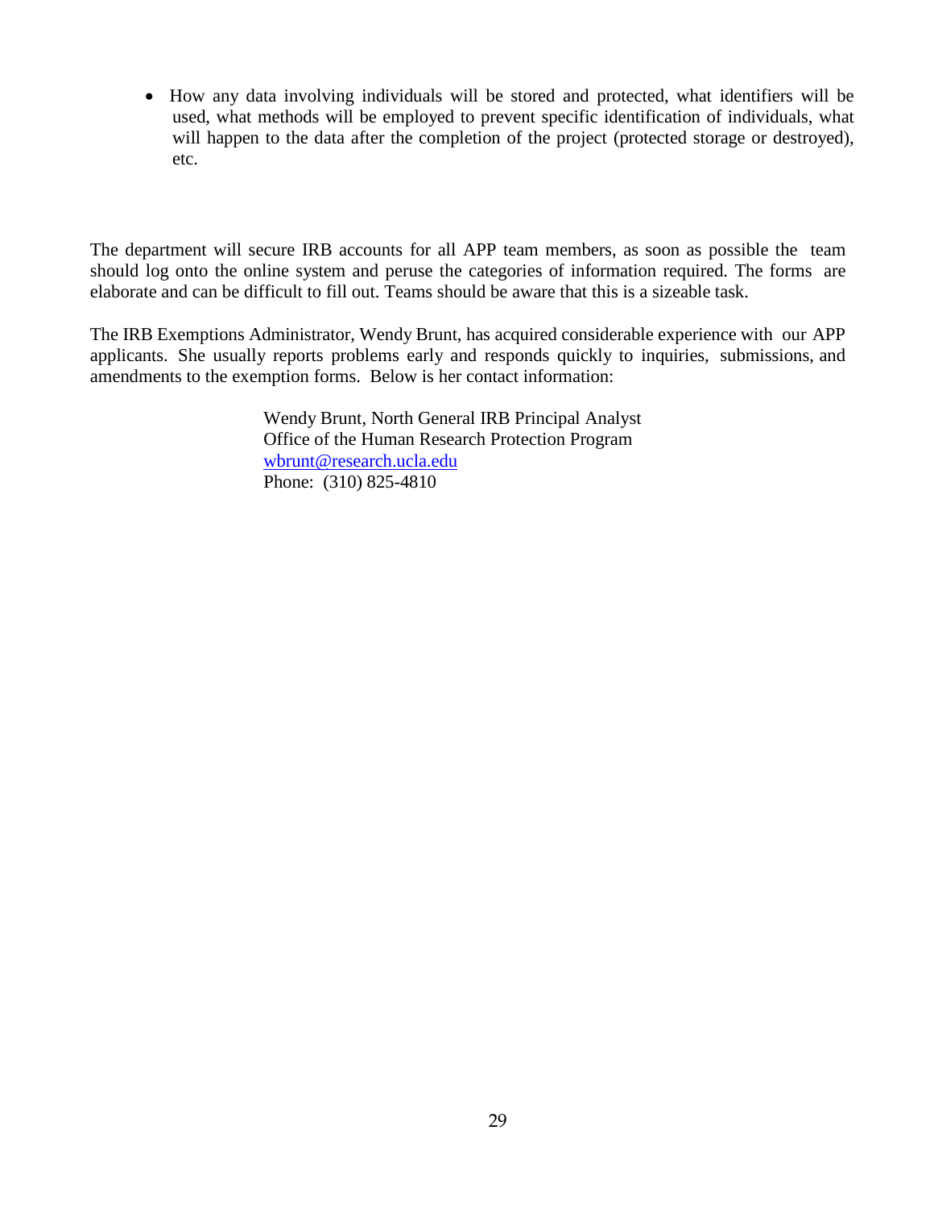- How any data involving individuals will be stored and protected, what identifiers will be used, what methods will be employed to prevent specific identification of individuals, what will happen to the data after the completion of the project (protected storage or destroyed), etc.

The department will secure IRB accounts for all APP team members, as soon as possible the team should log onto the online system and peruse the categories of information required. The forms are elaborate and can be difficult to fill out. Teams should be aware that this is a sizeable task.

The IRB Exemptions Administrator, Wendy Brunt, has acquired considerable experience with our APP applicants. She usually reports problems early and responds quickly to inquiries, submissions, and amendments to the exemption forms. Below is her contact information:

Wendy Brunt, North General IRB Principal Analyst  
Office of the Human Research Protection Program  
[wbrunt@research.ucla.edu](mailto:wbrunt@research.ucla.edu)  
Phone: (310) 825-4810